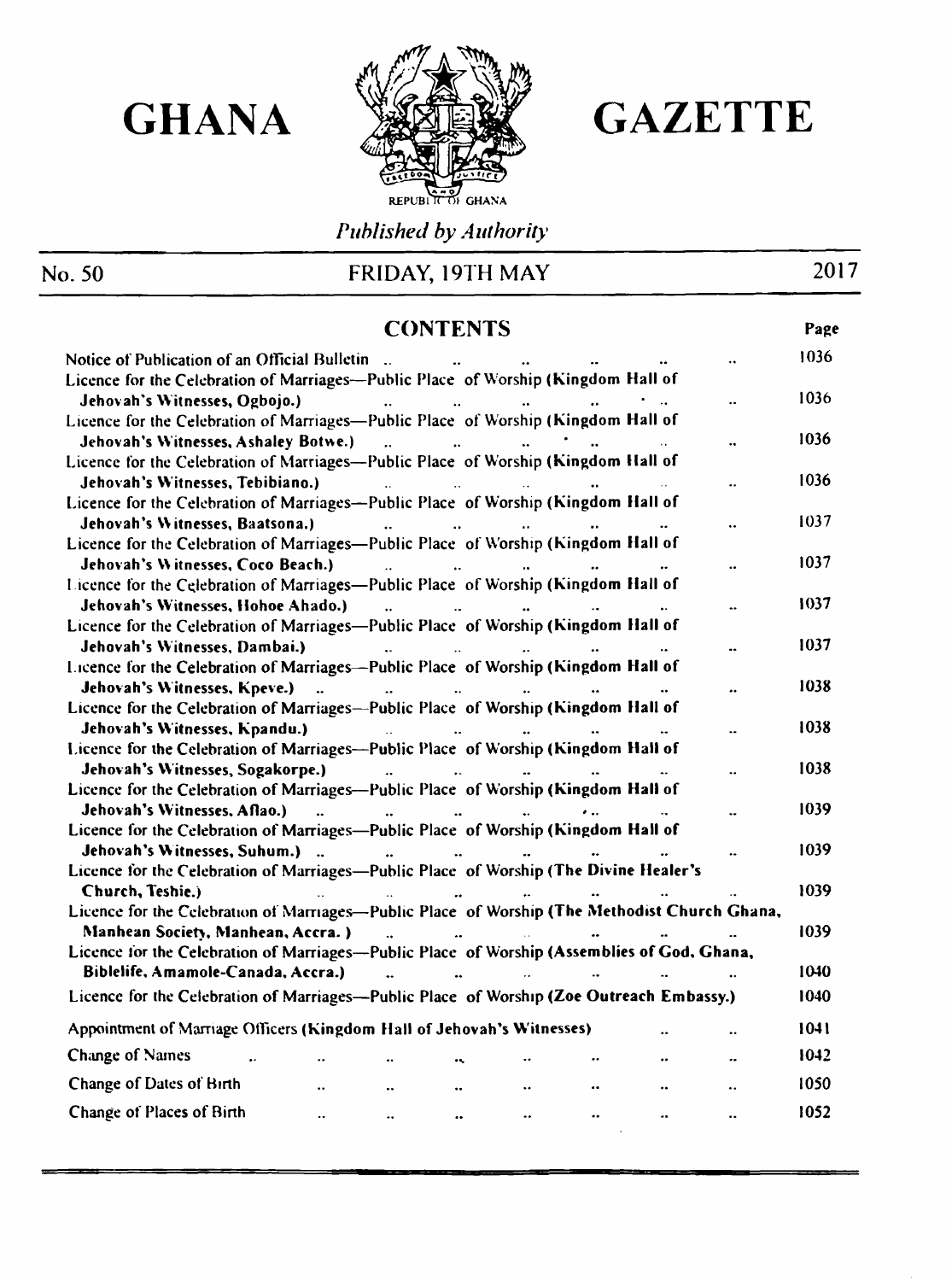# GHANA GAZETTE

REPUBLIC OF GHANA

*Published by Authority*

**No. 50** — **FRIDAY, 19TH MAY** — **2017**

## CONTENTS

| | Page |
|---|---|
| Notice of Publication of an Official Bulletin .. | 1036 |
| Licence for the Celebration of Marriages—Public Place of Worship (Kingdom Hall of Jehovah's Witnesses, Ogbojo.) | 1036 |
| Licence for the Celebration of Marriages—Public Place of Worship (Kingdom Hall of Jehovah's Witnesses, Ashaley Botwe.) | 1036 |
| Licence for the Celebration of Marriages—Public Place of Worship (Kingdom Hall of Jehovah's Witnesses, Tebibiano.) | 1036 |
| Licence for the Celebration of Marriages—Public Place of Worship (Kingdom Hall of Jehovah's Witnesses, Baatsona.) | 1037 |
| Licence for the Celebration of Marriages—Public Place of Worship (Kingdom Hall of Jehovah's Witnesses, Coco Beach.) | 1037 |
| Licence for the Celebration of Marriages—Public Place of Worship (Kingdom Hall of Jehovah's Witnesses, Hohoe Ahado.) | 1037 |
| Licence for the Celebration of Marriages—Public Place of Worship (Kingdom Hall of Jehovah's Witnesses, Dambai.) | 1037 |
| Licence for the Celebration of Marriages—Public Place of Worship (Kingdom Hall of Jehovah's Witnesses, Kpeve.) | 1038 |
| Licence for the Celebration of Marriages—Public Place of Worship (Kingdom Hall of Jehovah's Witnesses, Kpandu.) | 1038 |
| Licence for the Celebration of Marriages—Public Place of Worship (Kingdom Hall of Jehovah's Witnesses, Sogakorpe.) | 1038 |
| Licence for the Celebration of Marriages—Public Place of Worship (Kingdom Hall of Jehovah's Witnesses, Aflao.) | 1039 |
| Licence for the Celebration of Marriages—Public Place of Worship (Kingdom Hall of Jehovah's Witnesses, Suhum.) | 1039 |
| Licence for the Celebration of Marriages—Public Place of Worship (The Divine Healer's Church, Teshie.) | 1039 |
| Licence for the Celebration of Marriages—Public Place of Worship (The Methodist Church Ghana, Manhean Society, Manhean, Accra.) | 1039 |
| Licence for the Celebration of Marriages—Public Place of Worship (Assemblies of God, Ghana, Biblelife, Amamole-Canada, Accra.) | 1040 |
| Licence for the Celebration of Marriages—Public Place of Worship (Zoe Outreach Embassy.) | 1040 |
| Appointment of Marriage Officers (Kingdom Hall of Jehovah's Witnesses) | 1041 |
| Change of Names | 1042 |
| Change of Dates of Birth | 1050 |
| Change of Places of Birth | 1052 |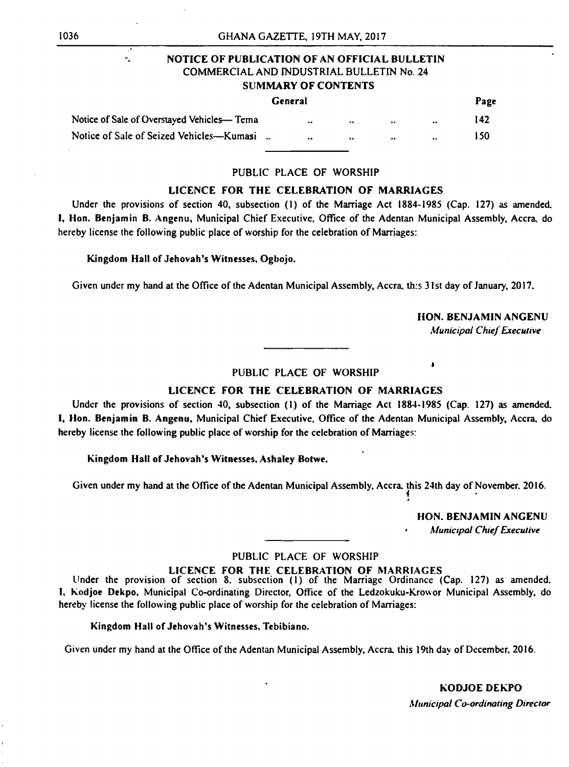## NOTICE OF PUBLICATION OF AN OFFICIAL BULLETIN
### COMMERCIAL AND INDUSTRIAL BULLETIN No. 24
### SUMMARY OF CONTENTS

| General | Page |
|---|---|
| Notice of Sale of Overstayed Vehicles— Tema .. .. .. .. | 142 |
| Notice of Sale of Seized Vehicles—Kumasi .. .. .. .. .. | 150 |

---

### PUBLIC PLACE OF WORSHIP

### LICENCE FOR THE CELEBRATION OF MARRIAGES

Under the provisions of section 40, subsection (1) of the Marriage Act 1884-1985 (Cap. 127) as amended. **I, Hon. Benjamin B. Angenu**, Municipal Chief Executive, Office of the Adentan Municipal Assembly, Accra, do hereby license the following public place of worship for the celebration of Marriages:

**Kingdom Hall of Jehovah's Witnesses, Ogbojo.**

Given under my hand at the Office of the Adentan Municipal Assembly, Accra, th:s 31st day of January, 2017.

**HON. BENJAMIN ANGENU**
*Municipal Chief Executive*

---

### PUBLIC PLACE OF WORSHIP

### LICENCE FOR THE CELEBRATION OF MARRIAGES

Under the provisions of section 40, subsection (1) of the Marriage Act 1884-1985 (Cap. 127) as amended. **I, Hon. Benjamin B. Angenu**, Municipal Chief Executive, Office of the Adentan Municipal Assembly, Accra, do hereby license the following public place of worship for the celebration of Marriages:

**Kingdom Hall of Jehovah's Witnesses, Ashaley Botwe.**

Given under my hand at the Office of the Adentan Municipal Assembly, Accra, this 24th day of November, 2016.

**HON. BENJAMIN ANGENU**
*Municipal Chief Executive*

---

### PUBLIC PLACE OF WORSHIP

### LICENCE FOR THE CELEBRATION OF MARRIAGES

Under the provision of section 8, subsection (1) of the Marriage Ordinance (Cap. 127) as amended. **I, Kodjoe Dekpo**, Municipal Co-ordinating Director, Office of the Ledzokuku-Krowor Municipal Assembly, do hereby license the following public place of worship for the celebration of Marriages:

**Kingdom Hall of Jehovah's Witnesses, Tebibiano.**

Given under my hand at the Office of the Adentan Municipal Assembly, Accra, this 19th day of December, 2016.

**KODJOE DEKPO**
*Municipal Co-ordinating Director*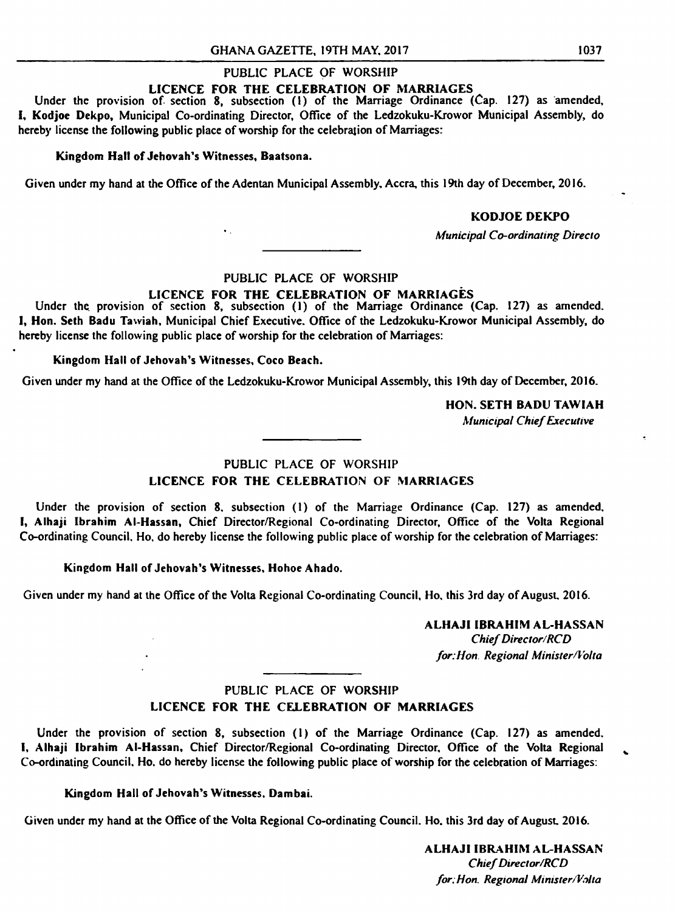## PUBLIC PLACE OF WORSHIP

### LICENCE FOR THE CELEBRATION OF MARRIAGES

Under the provision of section 8, subsection (1) of the Marriage Ordinance (Cap. 127) as amended, **I, Kodjoe Dekpo,** Municipal Co-ordinating Director, Office of the Ledzokuku-Krowor Municipal Assembly, do hereby license the following public place of worship for the celebration of Marriages:

**Kingdom Hall of Jehovah's Witnesses, Baatsona.**

Given under my hand at the Office of the Adentan Municipal Assembly, Accra, this 19th day of December, 2016.

**KODJOE DEKPO**
*Municipal Co-ordinating Directo*

---

## PUBLIC PLACE OF WORSHIP

### LICENCE FOR THE CELEBRATION OF MARRIAGES

Under the provision of section 8, subsection (1) of the Marriage Ordinance (Cap. 127) as amended. **I, Hon. Seth Badu Tawiah,** Municipal Chief Executive. Office of the Ledzokuku-Krowor Municipal Assembly, do hereby license the following public place of worship for the celebration of Marriages:

**Kingdom Hall of Jehovah's Witnesses, Coco Beach.**

Given under my hand at the Office of the Ledzokuku-Krowor Municipal Assembly, this 19th day of December, 2016.

**HON. SETH BADU TAWIAH**
*Municipal Chief Executive*

---

## PUBLIC PLACE OF WORSHIP

### LICENCE FOR THE CELEBRATION OF MARRIAGES

Under the provision of section 8, subsection (1) of the Marriage Ordinance (Cap. 127) as amended, **I, Alhaji Ibrahim Al-Hassan,** Chief Director/Regional Co-ordinating Director, Office of the Volta Regional Co-ordinating Council, Ho, do hereby license the following public place of worship for the celebration of Marriages:

**Kingdom Hall of Jehovah's Witnesses, Hohoe Ahado.**

Given under my hand at the Office of the Volta Regional Co-ordinating Council, Ho, this 3rd day of August, 2016.

**ALHAJI IBRAHIM AL-HASSAN**
*Chief Director/RCD*
*for: Hon. Regional Minister/Volta*

---

## PUBLIC PLACE OF WORSHIP

### LICENCE FOR THE CELEBRATION OF MARRIAGES

Under the provision of section 8, subsection (1) of the Marriage Ordinance (Cap. 127) as amended. **I, Alhaji Ibrahim Al-Hassan,** Chief Director/Regional Co-ordinating Director, Office of the Volta Regional Co-ordinating Council, Ho, do hereby license the following public place of worship for the celebration of Marriages:

**Kingdom Hall of Jehovah's Witnesses, Dambai.**

Given under my hand at the Office of the Volta Regional Co-ordinating Council. Ho, this 3rd day of August, 2016.

**ALHAJI IBRAHIM AL-HASSAN**
*Chief Director/RCD*
*for: Hon. Regional Minister/Volta*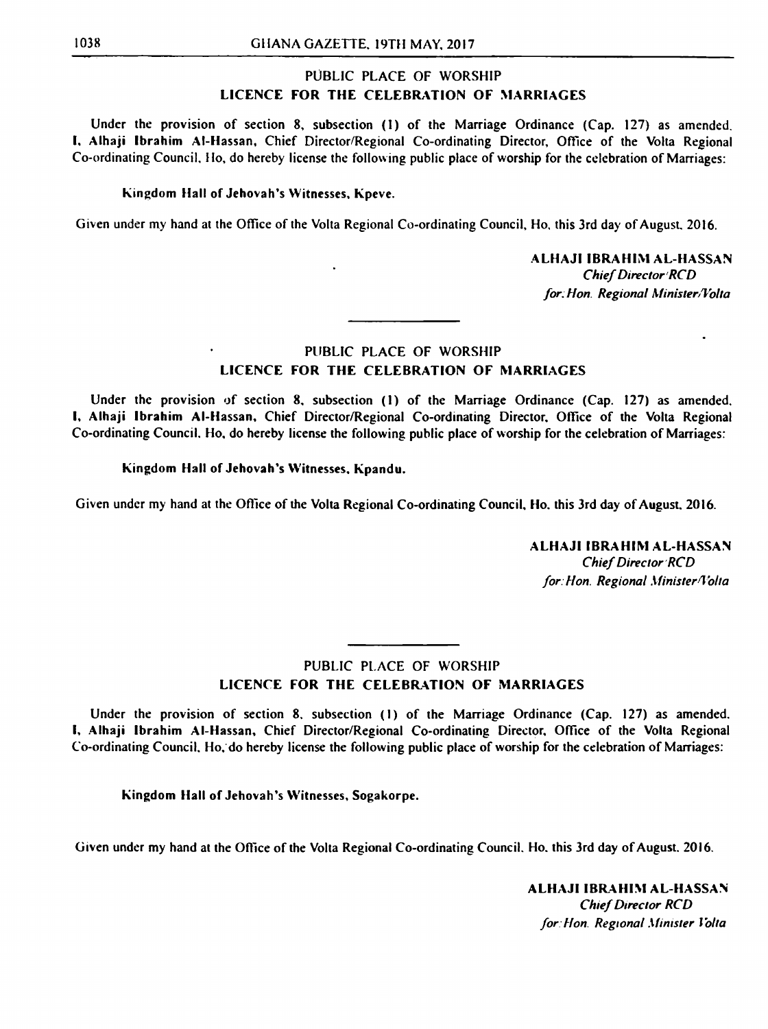## PUBLIC PLACE OF WORSHIP
## LICENCE FOR THE CELEBRATION OF MARRIAGES

Under the provision of section 8, subsection (1) of the Marriage Ordinance (Cap. 127) as amended. **I, Alhaji Ibrahim Al-Hassan**, Chief Director/Regional Co-ordinating Director, Office of the Volta Regional Co-ordinating Council, Ho, do hereby license the following public place of worship for the celebration of Marriages:

**Kingdom Hall of Jehovah's Witnesses, Kpeve.**

Given under my hand at the Office of the Volta Regional Co-ordinating Council, Ho, this 3rd day of August, 2016.

**ALHAJI IBRAHIM AL-HASSAN**
*Chief Director/RCD*
*for: Hon. Regional Minister/Volta*

---

## PUBLIC PLACE OF WORSHIP
## LICENCE FOR THE CELEBRATION OF MARRIAGES

Under the provision of section 8, subsection (1) of the Marriage Ordinance (Cap. 127) as amended. **I, Alhaji Ibrahim Al-Hassan**, Chief Director/Regional Co-ordinating Director, Office of the Volta Regional Co-ordinating Council, Ho, do hereby license the following public place of worship for the celebration of Marriages:

**Kingdom Hall of Jehovah's Witnesses, Kpandu.**

Given under my hand at the Office of the Volta Regional Co-ordinating Council, Ho, this 3rd day of August, 2016.

**ALHAJI IBRAHIM AL-HASSAN**
*Chief Director/RCD*
*for: Hon. Regional Minister/Volta*

---

## PUBLIC PLACE OF WORSHIP
## LICENCE FOR THE CELEBRATION OF MARRIAGES

Under the provision of section 8, subsection (1) of the Marriage Ordinance (Cap. 127) as amended. **I, Alhaji Ibrahim Al-Hassan**, Chief Director/Regional Co-ordinating Director, Office of the Volta Regional Co-ordinating Council, Ho, do hereby license the following public place of worship for the celebration of Marriages:

**Kingdom Hall of Jehovah's Witnesses, Sogakorpe.**

Given under my hand at the Office of the Volta Regional Co-ordinating Council, Ho, this 3rd day of August, 2016.

**ALHAJI IBRAHIM AL-HASSAN**
*Chief Director RCD*
*for: Hon. Regional Minister Volta*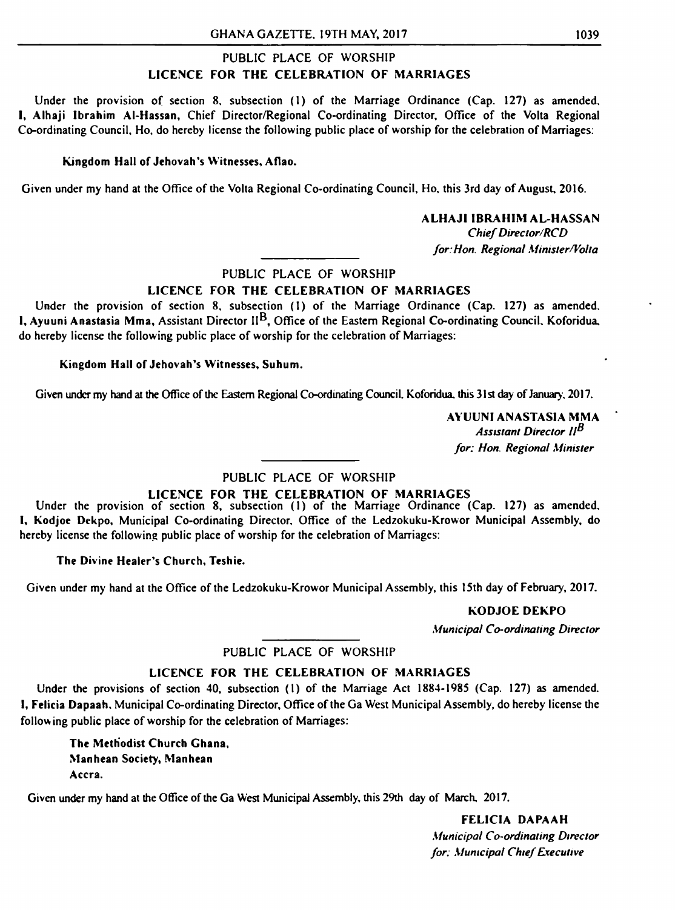## PUBLIC PLACE OF WORSHIP

### LICENCE FOR THE CELEBRATION OF MARRIAGES

Under the provision of section 8, subsection (1) of the Marriage Ordinance (Cap. 127) as amended, **I, Alhaji Ibrahim Al-Hassan,** Chief Director/Regional Co-ordinating Director, Office of the Volta Regional Co-ordinating Council, Ho, do hereby license the following public place of worship for the celebration of Marriages:

**Kingdom Hall of Jehovah's Witnesses, Aflao.**

Given under my hand at the Office of the Volta Regional Co-ordinating Council, Ho, this 3rd day of August, 2016.

**ALHAJI IBRAHIM AL-HASSAN**
*Chief Director/RCD*
*for: Hon. Regional Minister/Volta*

---

## PUBLIC PLACE OF WORSHIP

### LICENCE FOR THE CELEBRATION OF MARRIAGES

Under the provision of section 8, subsection (1) of the Marriage Ordinance (Cap. 127) as amended, **I, Ayuuni Anastasia Mma,** Assistant Director $II^B$, Office of the Eastern Regional Co-ordinating Council, Koforidua, do hereby license the following public place of worship for the celebration of Marriages:

**Kingdom Hall of Jehovah's Witnesses, Suhum.**

Given under my hand at the Office of the Eastern Regional Co-ordinating Council, Koforidua, this 31st day of January, 2017.

**AYUUNI ANASTASIA MMA**
*Assistant Director* $II^B$
*for: Hon. Regional Minister*

---

## PUBLIC PLACE OF WORSHIP

### LICENCE FOR THE CELEBRATION OF MARRIAGES

Under the provision of section 8, subsection (1) of the Marriage Ordinance (Cap. 127) as amended, **I, Kodjoe Dekpo,** Municipal Co-ordinating Director, Office of the Ledzokuku-Krowor Municipal Assembly, do hereby license the following public place of worship for the celebration of Marriages:

**The Divine Healer's Church, Teshie.**

Given under my hand at the Office of the Ledzokuku-Krowor Municipal Assembly, this 15th day of February, 2017.

**KODJOE DEKPO**
*Municipal Co-ordinating Director*

---

## PUBLIC PLACE OF WORSHIP

### LICENCE FOR THE CELEBRATION OF MARRIAGES

Under the provisions of section 40, subsection (1) of the Marriage Act 1884-1985 (Cap. 127) as amended. **I, Felicia Dapaah,** Municipal Co-ordinating Director, Office of the Ga West Municipal Assembly, do hereby license the following public place of worship for the celebration of Marriages:

**The Methodist Church Ghana,**
**Manhean Society, Manhean**
**Accra.**

Given under my hand at the Office of the Ga West Municipal Assembly, this 29th day of March, 2017.

**FELICIA DAPAAH**
*Municipal Co-ordinating Director*
*for: Municipal Chief Executive*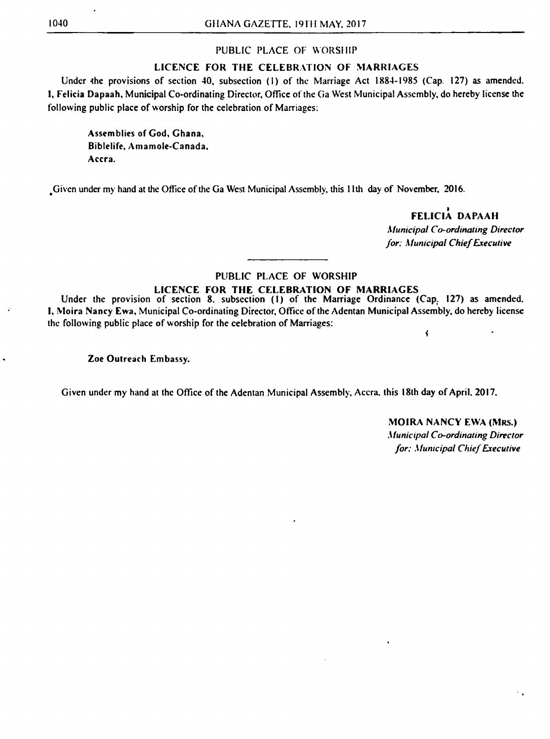## PUBLIC PLACE OF WORSHIP

### LICENCE FOR THE CELEBRATION OF MARRIAGES

Under the provisions of section 40, subsection (1) of the Marriage Act 1884-1985 (Cap. 127) as amended. **I, Felicia Dapaah, Municipal** Co-ordinating Director, Office of the Ga West Municipal Assembly, do hereby license the following public place of worship for the celebration of Marriages:

> **Assemblies of God, Ghana,**
> **Biblelife, Amamole-Canada,**
> **Accra.**

Given under my hand at the Office of the Ga West Municipal Assembly, this 11th day of November, 2016.

**FELICIA DAPAAH**
*Municipal Co-ordinating Director*
*for: Municipal Chief Executive*

---

## PUBLIC PLACE OF WORSHIP

### LICENCE FOR THE CELEBRATION OF MARRIAGES

Under the provision of section 8, subsection (1) of the Marriage Ordinance (Cap. 127) as amended, **I, Moira Nancy Ewa,** Municipal Co-ordinating Director, Office of the Adentan Municipal Assembly, do hereby license the following public place of worship for the celebration of Marriages:

> **Zoe Outreach Embassy.**

Given under my hand at the Office of the Adentan Municipal Assembly, Accra, this 18th day of April, 2017.

**MOIRA NANCY EWA (MRS.)**
*Municipal Co-ordinating Director*
*for: Municipal Chief Executive*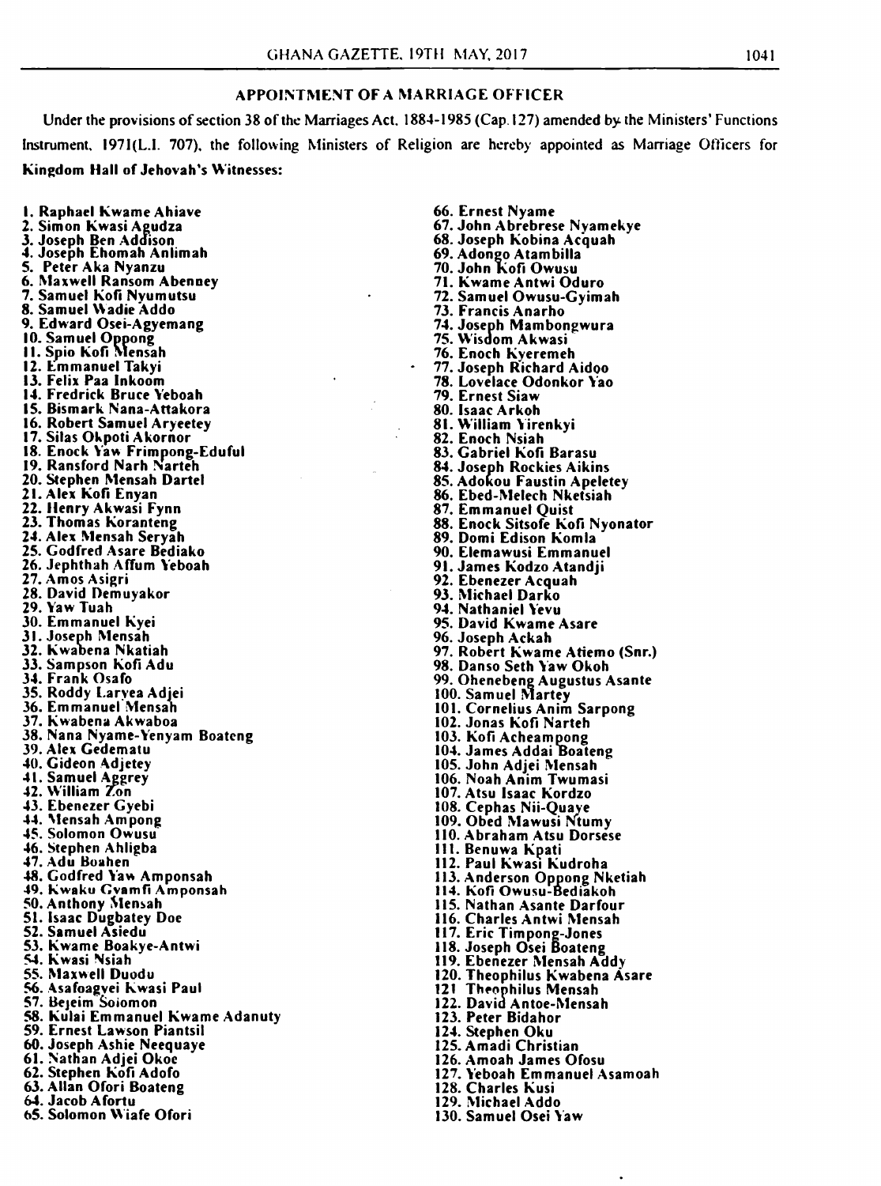## APPOINTMENT OF A MARRIAGE OFFICER

Under the provisions of section 38 of the Marriages Act, 1884-1985 (Cap.127) amended by the Ministers' Functions Instrument, 1971(L.I. 707), the following Ministers of Religion are hereby appointed as Marriage Officers for **Kingdom Hall of Jehovah's Witnesses:**

1. Raphael Kwame Ahiave
2. Simon Kwasi Agudza
3. Joseph Ben Addison
4. Joseph Ehomah Anlimah
5. Peter Aka Nyanzu
6. Maxwell Ransom Abenney
7. Samuel Kofi Nyumutsu
8. Samuel Wadie Addo
9. Edward Osei-Agyemang
10. Samuel Oppong
11. Spio Kofi Mensah
12. Emmanuel Takyi
13. Felix Paa Inkoom
14. Fredrick Bruce Yeboah
15. Bismark Nana-Attakora
16. Robert Samuel Aryeetey
17. Silas Okpoti Akornor
18. Enock Yaw Frimpong-Eduful
19. Ransford Narh Narteh
20. Stephen Mensah Dartel
21. Alex Kofi Enyan
22. Henry Akwasi Fynn
23. Thomas Koranteng
24. Alex Mensah Seryah
25. Godfred Asare Bediako
26. Jephthah Affum Yeboah
27. Amos Asigri
28. David Demuyakor
29. Yaw Tuah
30. Emmanuel Kyei
31. Joseph Mensah
32. Kwabena Nkatiah
33. Sampson Kofi Adu
34. Frank Osafo
35. Roddy Laryea Adjei
36. Emmanuel Mensah
37. Kwabena Akwaboa
38. Nana Nyame-Yenyam Boateng
39. Alex Gedematu
40. Gideon Adjetey
41. Samuel Aggrey
42. William Zon
43. Ebenezer Gyebi
44. Mensah Ampong
45. Solomon Owusu
46. Stephen Ahligba
47. Adu Boahen
48. Godfred Yaw Amponsah
49. Kwaku Gyamfi Amponsah
50. Anthony Mensah
51. Isaac Dugbatey Doe
52. Samuel Asiedu
53. Kwame Boakye-Antwi
54. Kwasi Nsiah
55. Maxwell Duodu
56. Asafoagyei Kwasi Paul
57. Bejeim Soiomon
58. Kulai Emmanuel Kwame Adanuty
59. Ernest Lawson Piantsil
60. Joseph Ashie Neequaye
61. Nathan Adjei Okoe
62. Stephen Kofi Adofo
63. Allan Ofori Boateng
64. Jacob Afortu
65. Solomon Wiafe Ofori
66. Ernest Nyame
67. John Abrebrese Nyamekye
68. Joseph Kobina Acquah
69. Adongo Atambilla
70. John Kofi Owusu
71. Kwame Antwi Oduro
72. Samuel Owusu-Gyimah
73. Francis Anarho
74. Joseph Mambongwura
75. Wisdom Akwasi
76. Enoch Kyeremeh
77. Joseph Richard Aidoo
78. Lovelace Odonkor Yao
79. Ernest Siaw
80. Isaac Arkoh
81. William Yirenkyi
82. Enoch Nsiah
83. Gabriel Kofi Barasu
84. Joseph Rockies Aikins
85. Adokou Faustin Apeletey
86. Ebed-Melech Nketsiah
87. Emmanuel Quist
88. Enock Sitsofe Kofi Nyonator
89. Domi Edison Komla
90. Elemawusi Emmanuel
91. James Kodzo Atandji
92. Ebenezer Acquah
93. Michael Darko
94. Nathaniel Yevu
95. David Kwame Asare
96. Joseph Ackah
97. Robert Kwame Atiemo (Snr.)
98. Danso Seth Yaw Okoh
99. Ohenebeng Augustus Asante
100. Samuel Martey
101. Cornelius Anim Sarpong
102. Jonas Kofi Narteh
103. Kofi Acheampong
104. James Addai Boateng
105. John Adjei Mensah
106. Noah Anim Twumasi
107. Atsu Isaac Kordzo
108. Cephas Nii-Quaye
109. Obed Mawusi Ntumy
110. Abraham Atsu Dorsese
111. Benuwa Kpati
112. Paul Kwasi Kudroha
113. Anderson Oppong Nketiah
114. Kofi Owusu-Bediakoh
115. Nathan Asante Darfour
116. Charles Antwi Mensah
117. Eric Timpong-Jones
118. Joseph Osei Boateng
119. Ebenezer Mensah Addy
120. Theophilus Kwabena Asare
121. Theophilus Mensah
122. David Antoe-Mensah
123. Peter Bidahor
124. Stephen Oku
125. Amadi Christian
126. Amoah James Ofosu
127. Yeboah Emmanuel Asamoah
128. Charles Kusi
129. Michael Addo
130. Samuel Osei Yaw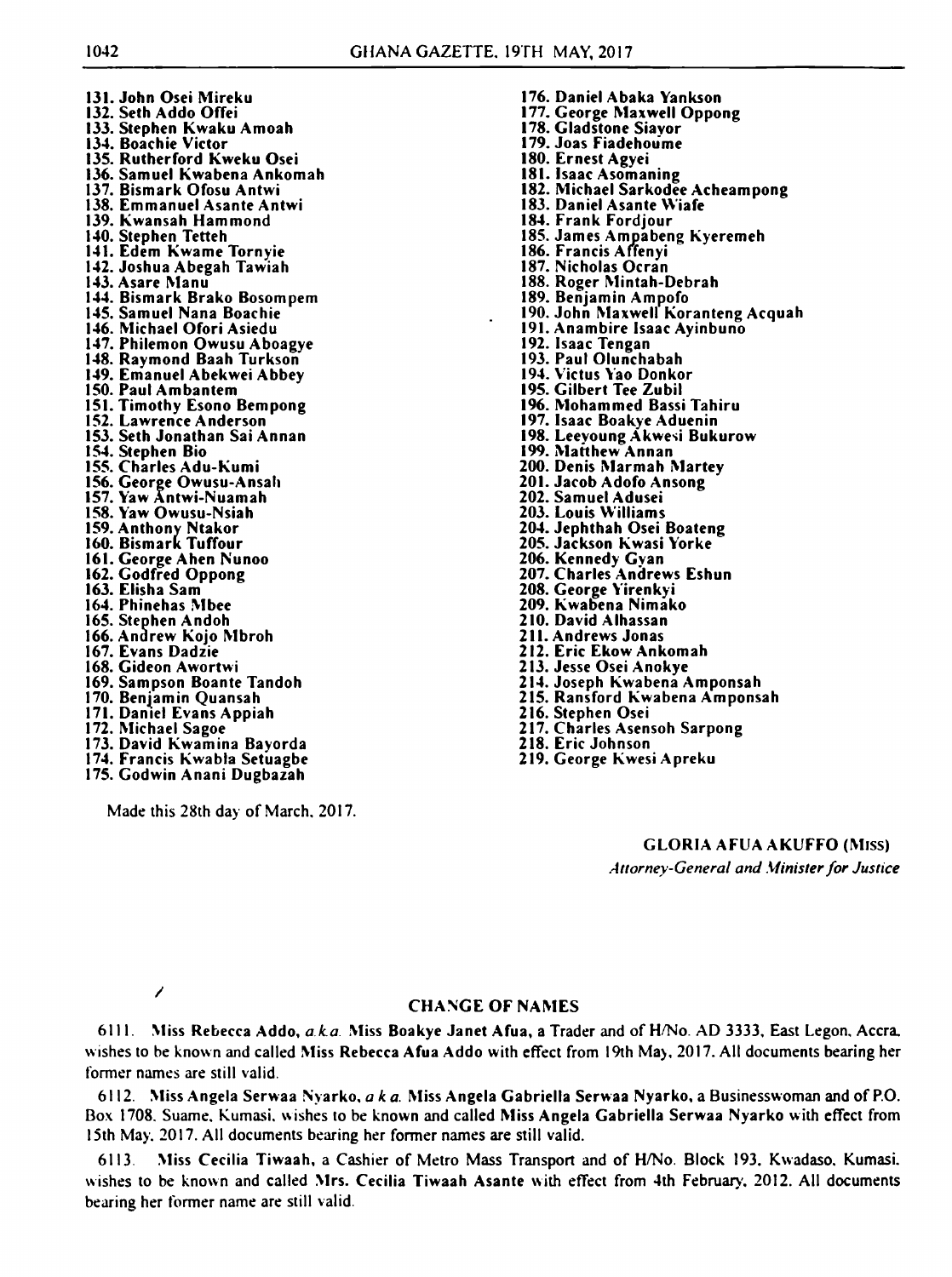131. John Osei Mireku
132. Seth Addo Offei
133. Stephen Kwaku Amoah
134. Boachie Victor
135. Rutherford Kweku Osei
136. Samuel Kwabena Ankomah
137. Bismark Ofosu Antwi
138. Emmanuel Asante Antwi
139. Kwansah Hammond
140. Stephen Tetteh
141. Edem Kwame Tornyie
142. Joshua Abegah Tawiah
143. Asare Manu
144. Bismark Brako Bosompem
145. Samuel Nana Boachie
146. Michael Ofori Asiedu
147. Philemon Owusu Aboagye
148. Raymond Baah Turkson
149. Emanuel Abekwei Abbey
150. Paul Ambantem
151. Timothy Esono Bempong
152. Lawrence Anderson
153. Seth Jonathan Sai Annan
154. Stephen Bio
155. Charles Adu-Kumi
156. George Owusu-Ansah
157. Yaw Antwi-Nuamah
158. Yaw Owusu-Nsiah
159. Anthony Ntakor
160. Bismark Tuffour
161. George Ahen Nunoo
162. Godfred Oppong
163. Elisha Sam
164. Phinehas Mbee
165. Stephen Andoh
166. Andrew Kojo Mbroh
167. Evans Dadzie
168. Gideon Awortwi
169. Sampson Boante Tandoh
170. Benjamin Quansah
171. Daniel Evans Appiah
172. Michael Sagoe
173. David Kwamina Bayorda
174. Francis Kwabla Setuagbe
175. Godwin Anani Dugbazah
176. Daniel Abaka Yankson
177. George Maxwell Oppong
178. Gladstone Siayor
179. Joas Fiadehoume
180. Ernest Agyei
181. Isaac Asomaning
182. Michael Sarkodee Acheampong
183. Daniel Asante Wiafe
184. Frank Fordjour
185. James Ampabeng Kyeremeh
186. Francis Affenyi
187. Nicholas Ocran
188. Roger Mintah-Debrah
189. Benjamin Ampofo
190. John Maxwell Koranteng Acquah
191. Anambire Isaac Ayinbuno
192. Isaac Tengan
193. Paul Olunchabah
194. Victus Yao Donkor
195. Gilbert Tee Zubil
196. Mohammed Bassi Tahiru
197. Isaac Boakye Aduenin
198. Leeyoung Akwesi Bukurow
199. Matthew Annan
200. Denis Marmah Martey
201. Jacob Adofo Ansong
202. Samuel Adusei
203. Louis Williams
204. Jephthah Osei Boateng
205. Jackson Kwasi Yorke
206. Kennedy Gyan
207. Charles Andrews Eshun
208. George Yirenkyi
209. Kwabena Nimako
210. David Alhassan
211. Andrews Jonas
212. Eric Ekow Ankomah
213. Jesse Osei Anokye
214. Joseph Kwabena Amponsah
215. Ransford Kwabena Amponsah
216. Stephen Osei
217. Charles Asensoh Sarpong
218. Eric Johnson
219. George Kwesi Apreku

Made this 28th day of March, 2017.

**GLORIA AFUA AKUFFO (MISS)**
*Attorney-General and Minister for Justice*

## CHANGE OF NAMES

6111. Miss **Rebecca Addo**, *a.k.a.* Miss **Boakye Janet Afua**, a Trader and of H/No. AD 3333, East Legon, Accra, wishes to be known and called Miss **Rebecca Afua Addo** with effect from 19th May, 2017. All documents bearing her former names are still valid.

6112. Miss **Angela Serwaa Nyarko**, *a k a.* Miss **Angela Gabriella Serwaa Nyarko**, a Businesswoman and of P.O. Box 1708, Suame, Kumasi, wishes to be known and called Miss **Angela Gabriella Serwaa Nyarko** with effect from 15th May, 2017. All documents bearing her former names are still valid.

6113. Miss **Cecilia Tiwaah**, a Cashier of Metro Mass Transport and of H/No. Block 193, Kwadaso, Kumasi, wishes to be known and called **Mrs. Cecilia Tiwaah Asante** with effect from 4th February, 2012. All documents bearing her former name are still valid.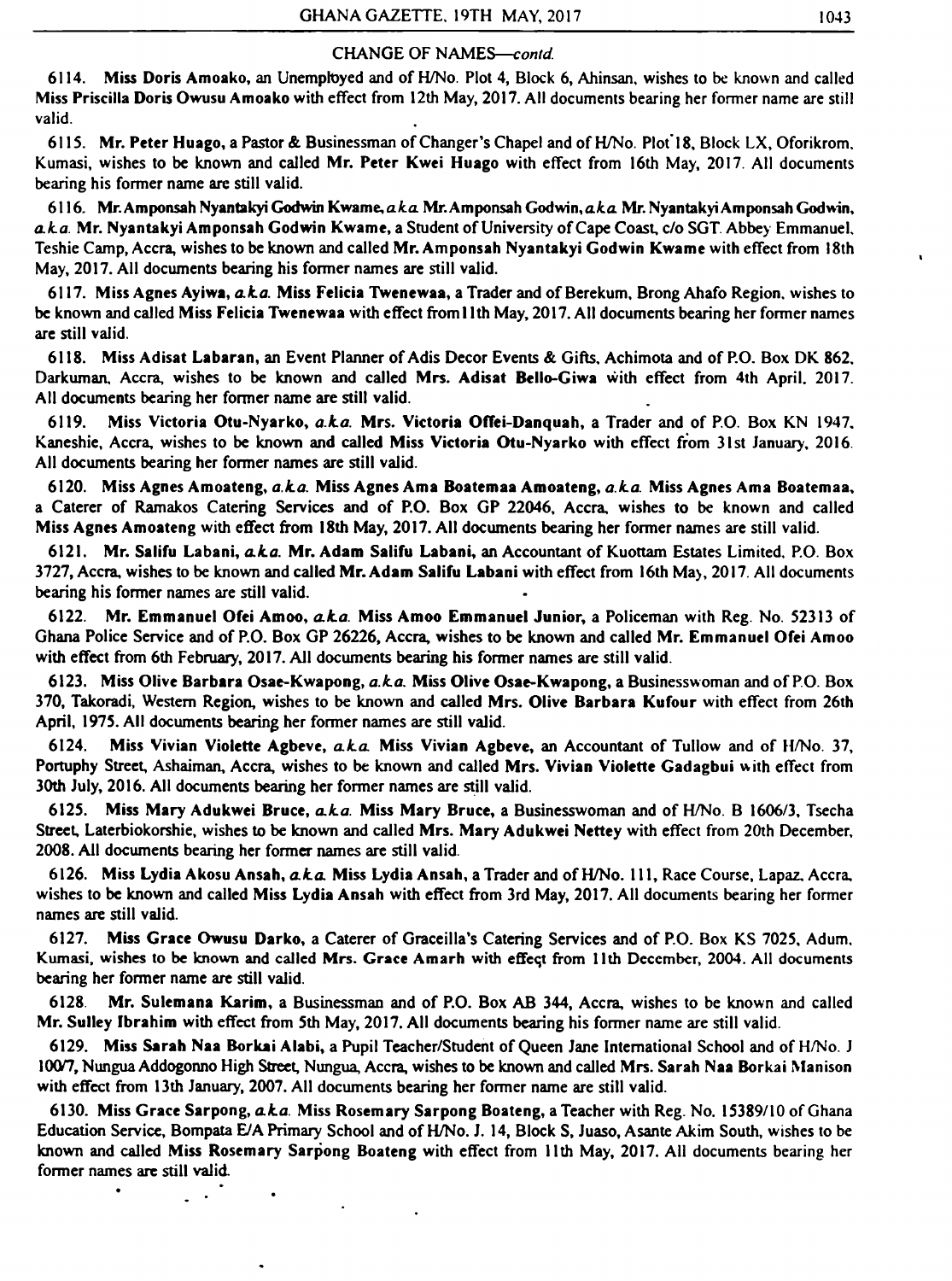CHANGE OF NAMES—*contd.*

6114. **Miss Doris Amoako**, an Unemployed and of H/No. Plot 4, Block 6, Ahinsan, wishes to be known and called **Miss Priscilla Doris Owusu Amoako** with effect from 12th May, 2017. All documents bearing her former name are still valid.

6115. **Mr. Peter Huago**, a Pastor & Businessman of Changer's Chapel and of H/No. Plot 18, Block LX, Oforikrom, Kumasi, wishes to be known and called **Mr. Peter Kwei Huago** with effect from 16th May, 2017. All documents bearing his former name are still valid.

6116. **Mr. Amponsah Nyantakyi Godwin Kwame**, *a.k.a.* **Mr. Amponsah Godwin**, *a.k.a.* **Mr. Nyantakyi Amponsah Godwin**, *a.k.a.* **Mr. Nyantakyi Amponsah Godwin Kwame**, a Student of University of Cape Coast, c/o SGT. Abbey Emmanuel, Teshie Camp, Accra, wishes to be known and called **Mr. Amponsah Nyantakyi Godwin Kwame** with effect from 18th May, 2017. All documents bearing his former names are still valid.

6117. **Miss Agnes Ayiwa**, *a.k.a.* **Miss Felicia Twenewaa**, a Trader and of Berekum, Brong Ahafo Region, wishes to be known and called **Miss Felicia Twenewaa** with effect from 11th May, 2017. All documents bearing her former names are still valid.

6118. **Miss Adisat Labaran**, an Event Planner of Adis Decor Events & Gifts, Achimota and of P.O. Box DK 862, Darkuman, Accra, wishes to be known and called **Mrs. Adisat Bello-Giwa** with effect from 4th April, 2017. All documents bearing her former name are still valid.

6119. **Miss Victoria Otu-Nyarko**, *a.k.a.* **Mrs. Victoria Offei-Danquah**, a Trader and of P.O. Box KN 1947, Kaneshie, Accra, wishes to be known and called **Miss Victoria Otu-Nyarko** with effect from 31st January, 2016. All documents bearing her former names are still valid.

6120. **Miss Agnes Amoateng**, *a.k.a.* **Miss Agnes Ama Boatemaa Amoateng**, *a.k.a.* **Miss Agnes Ama Boatemaa**, a Caterer of Ramakos Catering Services and of P.O. Box GP 22046, Accra, wishes to be known and called **Miss Agnes Amoateng** with effect from 18th May, 2017. All documents bearing her former names are still valid.

6121. **Mr. Salifu Labani**, *a.k.a.* **Mr. Adam Salifu Labani**, an Accountant of Kuottam Estates Limited, P.O. Box 3727, Accra, wishes to be known and called **Mr. Adam Salifu Labani** with effect from 16th May, 2017. All documents bearing his former names are still valid.

6122. **Mr. Emmanuel Ofei Amoo**, *a.k.a.* **Miss Amoo Emmanuel Junior**, a Policeman with Reg. No. 52313 of Ghana Police Service and of P.O. Box GP 26226, Accra, wishes to be known and called **Mr. Emmanuel Ofei Amoo** with effect from 6th February, 2017. All documents bearing his former names are still valid.

6123. **Miss Olive Barbara Osae-Kwapong**, *a.k.a.* **Miss Olive Osae-Kwapong**, a Businesswoman and of P.O. Box 370, Takoradi, Western Region, wishes to be known and called **Mrs. Olive Barbara Kufour** with effect from 26th April, 1975. All documents bearing her former names are still valid.

6124. **Miss Vivian Violette Agbeve**, *a.k.a.* **Miss Vivian Agbeve**, an Accountant of Tullow and of H/No. 37, Portuphy Street, Ashaiman, Accra, wishes to be known and called **Mrs. Vivian Violette Gadagbui** with effect from 30th July, 2016. All documents bearing her former names are still valid.

6125. **Miss Mary Adukwei Bruce**, *a.k.a.* **Miss Mary Bruce**, a Businesswoman and of H/No. B 1606/3, Tsecha Street, Laterbiokorshie, wishes to be known and called **Mrs. Mary Adukwei Nettey** with effect from 20th December, 2008. All documents bearing her former names are still valid.

6126. **Miss Lydia Akosu Ansah**, *a.k.a.* **Miss Lydia Ansah**, a Trader and of H/No. 111, Race Course, Lapaz, Accra, wishes to be known and called **Miss Lydia Ansah** with effect from 3rd May, 2017. All documents bearing her former names are still valid.

6127. **Miss Grace Owusu Darko**, a Caterer of Graceilla's Catering Services and of P.O. Box KS 7025, Adum, Kumasi, wishes to be known and called **Mrs. Grace Amarh** with effect from 11th December, 2004. All documents bearing her former name are still valid.

6128. **Mr. Sulemana Karim**, a Businessman and of P.O. Box AB 344, Accra, wishes to be known and called **Mr. Sulley Ibrahim** with effect from 5th May, 2017. All documents bearing his former name are still valid.

6129. **Miss Sarah Naa Borkai Alabi**, a Pupil Teacher/Student of Queen Jane International School and of H/No. J 100/7, Nungua Addogonno High Street, Nungua, Accra, wishes to be known and called **Mrs. Sarah Naa Borkai Manison** with effect from 13th January, 2007. All documents bearing her former name are still valid.

6130. **Miss Grace Sarpong**, *a.k.a.* **Miss Rosemary Sarpong Boateng**, a Teacher with Reg. No. 15389/10 of Ghana Education Service, Bompata E/A Primary School and of H/No. J. 14, Block S, Juaso, Asante Akim South, wishes to be known and called **Miss Rosemary Sarpong Boateng** with effect from 11th May, 2017. All documents bearing her former names are still valid.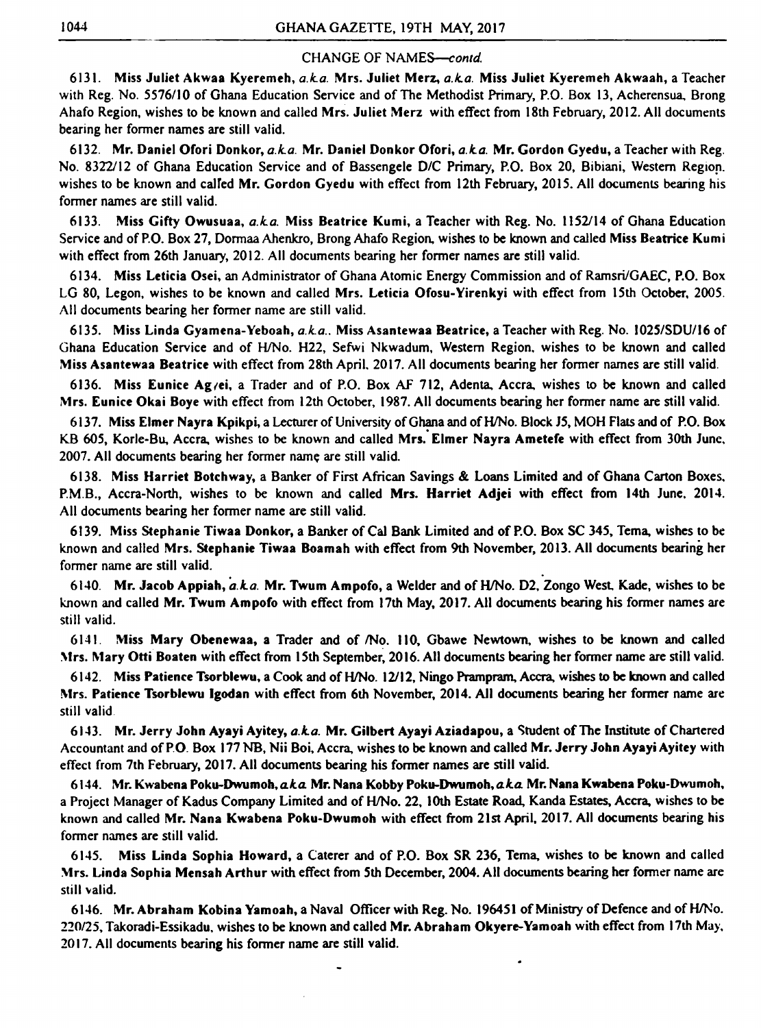CHANGE OF NAMES—*contd.*

6131. **Miss Juliet Akwaa Kyeremeh,** *a.k.a.* **Mrs. Juliet Merz,** *a.k.a.* **Miss Juliet Kyeremeh Akwaah,** a Teacher with Reg. No. 5576/10 of Ghana Education Service and of The Methodist Primary, P.O. Box 13, Acherensua, Brong Ahafo Region, wishes to be known and called **Mrs. Juliet Merz** with effect from 18th February, 2012. All documents bearing her former names are still valid.

6132. **Mr. Daniel Ofori Donkor,** *a.k.a.* **Mr. Daniel Donkor Ofori,** *a.k.a.* **Mr. Gordon Gyedu,** a Teacher with Reg. No. 8322/12 of Ghana Education Service and of Bassengele D/C Primary, P.O. Box 20, Bibiani, Western Region. wishes to be known and called **Mr. Gordon Gyedu** with effect from 12th February, 2015. All documents bearing his former names are still valid.

6133. **Miss Gifty Owusuaa,** *a.k.a.* **Miss Beatrice Kumi,** a Teacher with Reg. No. 1152/14 of Ghana Education Service and of P.O. Box 27, Dormaa Ahenkro, Brong Ahafo Region, wishes to be known and called **Miss Beatrice Kumi** with effect from 26th January, 2012. All documents bearing her former names are still valid.

6134. **Miss Leticia Osei,** an Administrator of Ghana Atomic Energy Commission and of Ramsri/GAEC, P.O. Box LG 80, Legon, wishes to be known and called **Mrs. Leticia Ofosu-Yirenkyi** with effect from 15th October, 2005. All documents bearing her former names are still valid.

6135. **Miss Linda Gyamena-Yeboah,** *a.k.a.*. **Miss Asantewaa Beatrice,** a Teacher with Reg. No. 1025/SDU/16 of Ghana Education Service and of H/No. H22, Sefwi Nkwadum, Western Region, wishes to be known and called **Miss Asantewaa Beatrice** with effect from 28th April, 2017. All documents bearing her former names are still valid.

6136. **Miss Eunice Agyei,** a Trader and of P.O. Box AF 712, Adenta, Accra, wishes to be known and called **Mrs. Eunice Okai Boye** with effect from 12th October, 1987. All documents bearing her former name are still valid.

6137. **Miss Elmer Nayra Kpikpi,** a Lecturer of University of Ghana and of H/No. Block J5, MOH Flats and of P.O. Box KB 605, Korle-Bu, Accra, wishes to be known and called **Mrs. Elmer Nayra Ametefe** with effect from 30th June, 2007. All documents bearing her former name are still valid.

6138. **Miss Harriet Botchway,** a Banker of First African Savings & Loans Limited and of Ghana Carton Boxes, P.M.B., Accra-North, wishes to be known and called **Mrs. Harriet Adjei** with effect from 14th June, 2014. All documents bearing her former name are still valid.

6139. **Miss Stephanie Tiwaa Donkor,** a Banker of Cal Bank Limited and of P.O. Box SC 345, Tema, wishes to be known and called **Mrs. Stephanie Tiwaa Boamah** with effect from 9th November, 2013. All documents bearing her former name are still valid.

6140. **Mr. Jacob Appiah,** *a.k.a.* **Mr. Twum Ampofo,** a Welder and of H/No. D2, Zongo West, Kade, wishes to be known and called **Mr. Twum Ampofo** with effect from 17th May, 2017. All documents bearing his former names are still valid.

6141. **Miss Mary Obenewaa,** a Trader and of /No. 110, Gbawe Newtown, wishes to be known and called **Mrs. Mary Otti Boaten** with effect from 15th September, 2016. All documents bearing her former name are still valid.

6142. **Miss Patience Tsorblewu,** a Cook and of H/No. 12/12, Ningo Prampram, Accra, wishes to be known and called **Mrs. Patience Tsorblewu Igodan** with effect from 6th November, 2014. All documents bearing her former name are still valid.

6143. **Mr. Jerry John Ayayi Ayitey,** *a.k.a.* **Mr. Gilbert Ayayi Aziadapou,** a Student of The Institute of Chartered Accountant and of P.O. Box 177 NB, Nii Boi, Accra, wishes to be known and called **Mr. Jerry John Ayayi Ayitey** with effect from 7th February, 2017. All documents bearing his former names are still valid.

6144. **Mr. Kwabena Poku-Dwumoh,** *a.k.a.* **Mr. Nana Kobby Poku-Dwumoh,** *a.k.a.* **Mr. Nana Kwabena Poku-Dwumoh,** a Project Manager of Kadus Company Limited and of H/No. 22, 10th Estate Road, Kanda Estates, Accra, wishes to be known and called **Mr. Nana Kwabena Poku-Dwumoh** with effect from 21st April, 2017. All documents bearing his former names are still valid.

6145. **Miss Linda Sophia Howard,** a Caterer and of P.O. Box SR 236, Tema, wishes to be known and called **Mrs. Linda Sophia Mensah Arthur** with effect from 5th December, 2004. All documents bearing her former name are still valid.

6146. **Mr. Abraham Kobina Yamoah,** a Naval Officer with Reg. No. 196451 of Ministry of Defence and of H/No. 220/25, Takoradi-Essikadu, wishes to be known and called **Mr. Abraham Okyere-Yamoah** with effect from 17th May, 2017. All documents bearing his former name are still valid.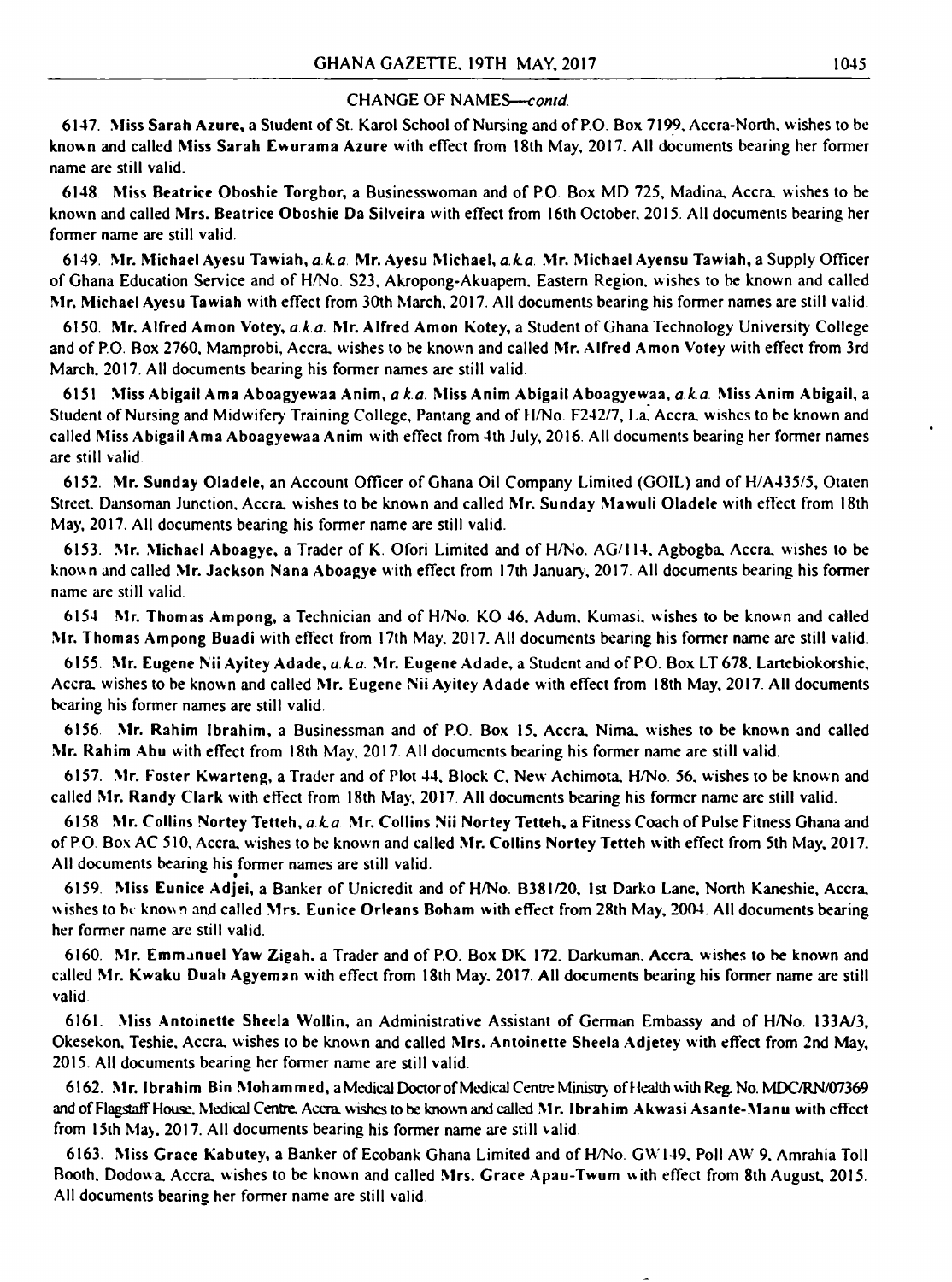## CHANGE OF NAMES—*contd.*

6147. **Miss Sarah Azure,** a Student of St. Karol School of Nursing and of P.O. Box 7199, Accra-North, wishes to be known and called **Miss Sarah Ewurama Azure** with effect from 18th May, 2017. All documents bearing her former name are still valid.

6148. **Miss Beatrice Oboshie Torgbor,** a Businesswoman and of P.O. Box MD 725, Madina, Accra, wishes to be known and called **Mrs. Beatrice Oboshie Da Silveira** with effect from 16th October, 2015. All documents bearing her former name are still valid.

6149. **Mr. Michael Ayesu Tawiah,** *a.k.a.* **Mr. Ayesu Michael,** *a.k.a.* **Mr. Michael Ayensu Tawiah,** a Supply Officer of Ghana Education Service and of H/No. S23, Akropong-Akuapem, Eastern Region, wishes to be known and called **Mr. Michael Ayesu Tawiah** with effect from 30th March, 2017. All documents bearing his former names are still valid.

6150. **Mr. Alfred Amon Votey,** *a.k.a.* **Mr. Alfred Amon Kotey,** a Student of Ghana Technology University College and of P.O. Box 2760, Mamprobi, Accra, wishes to be known and called **Mr. Alfred Amon Votey** with effect from 3rd March, 2017. All documents bearing his former names are still valid.

6151. **Miss Abigail Ama Aboagyewaa Anim,** *a.k.a.* **Miss Anim Abigail Aboagyewaa,** *a.k.a.* **Miss Anim Abigail,** a Student of Nursing and Midwifery Training College, Pantang and of H/No. F242/7, La, Accra, wishes to be known and called **Miss Abigail Ama Aboagyewaa Anim** with effect from 4th July, 2016. All documents bearing her former names are still valid.

6152. **Mr. Sunday Oladele,** an Account Officer of Ghana Oil Company Limited (GOIL) and of H/A435/5, Otaten Street, Dansoman Junction, Accra, wishes to be known and called **Mr. Sunday Mawuli Oladele** with effect from 18th May, 2017. All documents bearing his former name are still valid.

6153. **Mr. Michael Aboagye,** a Trader of K. Ofori Limited and of H/No. AG/114, Agbogba, Accra, wishes to be known and called **Mr. Jackson Nana Aboagye** with effect from 17th January, 2017. All documents bearing his former name are still valid.

6154. **Mr. Thomas Ampong,** a Technician and of H/No. KO 46, Adum, Kumasi, wishes to be known and called **Mr. Thomas Ampong Buadi** with effect from 17th May, 2017. All documents bearing his former name are still valid.

6155. **Mr. Eugene Nii Ayitey Adade,** *a.k.a.* **Mr. Eugene Adade,** a Student and of P.O. Box LT 678, Lartebiokorshie, Accra, wishes to be known and called **Mr. Eugene Nii Ayitey Adade** with effect from 18th May, 2017. All documents bearing his former names are still valid.

6156. **Mr. Rahim Ibrahim,** a Businessman and of P.O. Box 15, Accra, Nima, wishes to be known and called **Mr. Rahim Abu** with effect from 18th May, 2017. All documents bearing his former name are still valid.

6157. **Mr. Foster Kwarteng,** a Trader and of Plot 44, Block C, New Achimota, H/No. 56, wishes to be known and called **Mr. Randy Clark** with effect from 18th May, 2017. All documents bearing his former name are still valid.

6158. **Mr. Collins Nortey Tetteh,** *a.k.a.* **Mr. Collins Nii Nortey Tetteh,** a Fitness Coach of Pulse Fitness Ghana and of P.O. Box AC 510, Accra, wishes to be known and called **Mr. Collins Nortey Tetteh** with effect from 5th May, 2017. All documents bearing his former names are still valid.

6159. **Miss Eunice Adjei,** a Banker of Unicredit and of H/No. B381/20, 1st Darko Lane, North Kaneshie, Accra, wishes to be known and called **Mrs. Eunice Orleans Boham** with effect from 28th May, 2004. All documents bearing her former name are still valid.

6160. **Mr. Emmanuel Yaw Zigah,** a Trader and of P.O. Box DK 172, Darkuman, Accra, wishes to be known and called **Mr. Kwaku Duah Agyeman** with effect from 18th May, 2017. All documents bearing his former name are still valid.

6161. **Miss Antoinette Sheela Wollin,** an Administrative Assistant of German Embassy and of H/No. 133A/3, Okesekon, Teshie, Accra, wishes to be known and called **Mrs. Antoinette Sheela Adjetey** with effect from 2nd May, 2015. All documents bearing her former name are still valid.

6162. **Mr. Ibrahim Bin Mohammed,** a Medical Doctor of Medical Centre Ministry of Health with Reg. No. MDC/RN/07369 and of Flagstaff House, Medical Centre, Accra, wishes to be known and called **Mr. Ibrahim Akwasi Asante-Manu** with effect from 15th May, 2017. All documents bearing his former name are still valid.

6163. **Miss Grace Kabutey,** a Banker of Ecobank Ghana Limited and of H/No. GW149, Poll AW 9, Amrahia Toll Booth, Dodowa, Accra, wishes to be known and called **Mrs. Grace Apau-Twum** with effect from 8th August, 2015. All documents bearing her former name are still valid.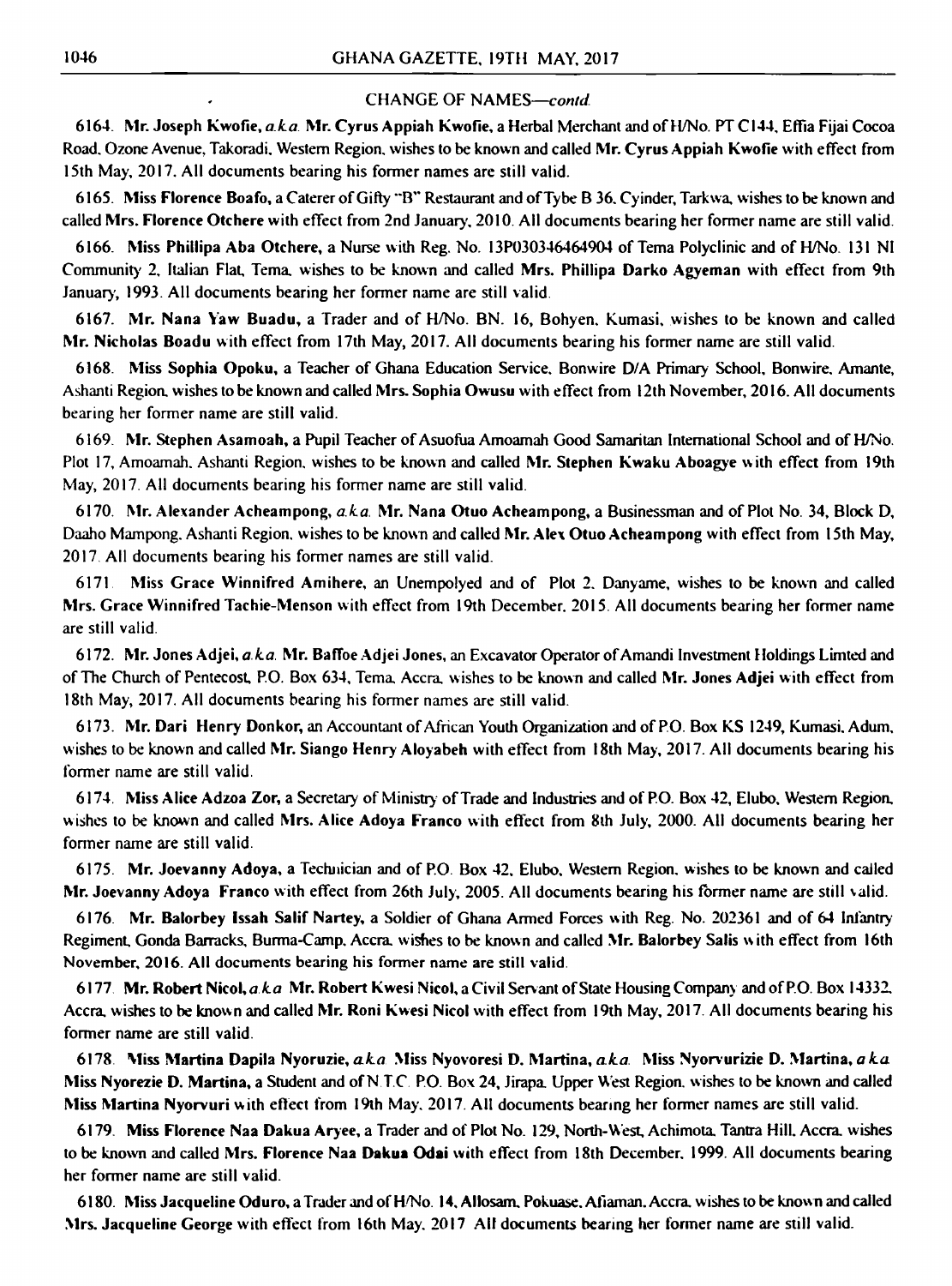CHANGE OF NAMES—*contd.*

6164. **Mr. Joseph Kwofie,** *a.k.a.* **Mr. Cyrus Appiah Kwofie,** a Herbal Merchant and of H/No. PT C144, Effia Fijai Cocoa Road, Ozone Avenue, Takoradi, Western Region, wishes to be known and called **Mr. Cyrus Appiah Kwofie** with effect from 15th May, 2017. All documents bearing his former names are still valid.

6165. **Miss Florence Boafo,** a Caterer of Gifty "B" Restaurant and of Tybe B 36, Cyinder, Tarkwa, wishes to be known and called **Mrs. Florence Otchere** with effect from 2nd January, 2010. All documents bearing her former name are still valid.

6166. **Miss Phillipa Aba Otchere,** a Nurse with Reg. No. 13P030346464904 of Tema Polyclinic and of H/No. 131 NI Community 2, Italian Flat, Tema, wishes to be known and called **Mrs. Phillipa Darko Agyeman** with effect from 9th January, 1993. All documents bearing her former name are still valid.

6167. **Mr. Nana Yaw Buadu,** a Trader and of H/No. BN. 16, Bohyen, Kumasi, wishes to be known and called **Mr. Nicholas Boadu** with effect from 17th May, 2017. All documents bearing his former name are still valid.

6168. **Miss Sophia Opoku,** a Teacher of Ghana Education Service, Bonwire D/A Primary School, Bonwire, Amante, Ashanti Region, wishes to be known and called **Mrs. Sophia Owusu** with effect from 12th November, 2016. All documents bearing her former name are still valid.

6169. **Mr. Stephen Asamoah,** a Pupil Teacher of Asuofua Amoamah Good Samaritan International School and of H/No. Plot 17, Amoamah, Ashanti Region, wishes to be known and called **Mr. Stephen Kwaku Aboagye** with effect from 19th May, 2017. All documents bearing his former name are still valid.

6170. **Mr. Alexander Acheampong,** *a.k.a.* **Mr. Nana Otuo Acheampong,** a Businessman and of Plot No. 34, Block D, Daaho Mampong, Ashanti Region, wishes to be known and called **Mr. Alex Otuo Acheampong** with effect from 15th May, 2017. All documents bearing his former names are still valid.

6171. **Miss Grace Winnifred Amihere,** an Unemployed and of Plot 2, Danyame, wishes to be known and called **Mrs. Grace Winnifred Tachie-Menson** with effect from 19th December, 2015. All documents bearing her former name are still valid.

6172. **Mr. Jones Adjei,** *a.k.a.* **Mr. Baffoe Adjei Jones,** an Excavator Operator of Amandi Investment Holdings Limted and of The Church of Pentecost, P.O. Box 634, Tema, Accra, wishes to be known and called **Mr. Jones Adjei** with effect from 18th May, 2017. All documents bearing his former names are still valid.

6173. **Mr. Dari Henry Donkor,** an Accountant of African Youth Organization and of P.O. Box KS 1249, Kumasi, Adum, wishes to be known and called **Mr. Siango Henry Aloyabeh** with effect from 18th May, 2017. All documents bearing his former name are still valid.

6174. **Miss Alice Adzoa Zor,** a Secretary of Ministry of Trade and Industries and of P.O. Box 42, Elubo, Western Region, wishes to be known and called **Mrs. Alice Adoya Franco** with effect from 8th July, 2000. All documents bearing her former name are still valid.

6175. **Mr. Joevanny Adoya,** a Technician and of P.O. Box 42, Elubo, Western Region, wishes to be known and called **Mr. Joevanny Adoya Franco** with effect from 26th July, 2005. All documents bearing his former name are still valid.

6176. **Mr. Balorbey Issah Salif Nartey,** a Soldier of Ghana Armed Forces with Reg. No. 202361 and of 64 Infantry Regiment, Gonda Barracks, Burma-Camp, Accra, wishes to be known and called **Mr. Balorbey Salis** with effect from 16th November, 2016. All documents bearing his former name are still valid.

6177. **Mr. Robert Nicol,** *a.k.a.* **Mr. Robert Kwesi Nicol,** a Civil Servant of State Housing Company and of P.O. Box 14332, Accra, wishes to be known and called **Mr. Roni Kwesi Nicol** with effect from 19th May, 2017. All documents bearing his former name are still valid.

6178. **Miss Martina Dapila Nyoruzie,** *a.k.a.* **Miss Nyovoresi D. Martina,** *a.k.a.* **Miss Nyorvurizie D. Martina,** *a.k.a.* **Miss Nyorezie D. Martina,** a Student and of N.T.C. P.O. Box 24, Jirapa, Upper West Region, wishes to be known and called **Miss Martina Nyorvuri** with effect from 19th May, 2017. All documents bearing her former names are still valid.

6179. **Miss Florence Naa Dakua Aryee,** a Trader and of Plot No. 129, North-West, Achimota, Tantra Hill, Accra, wishes to be known and called **Mrs. Florence Naa Dakua Odai** with effect from 18th December, 1999. All documents bearing her former name are still valid.

6180. **Miss Jacqueline Oduro,** a Trader and of H/No. 14, Allosam, Pokuase, Afiaman, Accra, wishes to be known and called **Mrs. Jacqueline George** with effect from 16th May, 2017. All documents bearing her former name are still valid.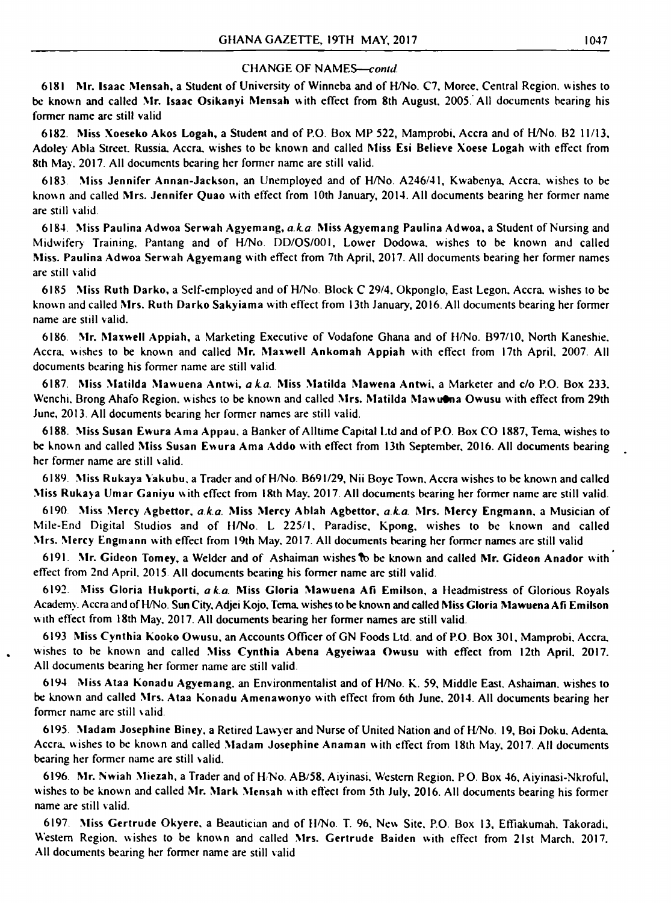## CHANGE OF NAMES—*contd.*

6181 **Mr. Isaac Mensah**, a Student of University of Winneba and of H/No. C7, Moree, Central Region, wishes to be known and called **Mr. Isaac Osikanyi Mensah** with effect from 8th August, 2005. All documents bearing his former name are still valid

6182. **Miss Xoeseko Akos Logah**, a Student and of P.O. Box MP 522, Mamprobi, Accra and of H/No. B2 11/13, Adoley Abla Street, Russia, Accra, wishes to be known and called **Miss Esi Believe Xoese Logah** with effect from 8th May, 2017. All documents bearing her former name are still valid.

6183. **Miss Jennifer Annan-Jackson**, an Unemployed and of H/No. A246/41, Kwabenya, Accra, wishes to be known and called **Mrs. Jennifer Quao** with effect from 10th January, 2014. All documents bearing her former name are still valid.

6184. **Miss Paulina Adwoa Serwah Agyemang**, *a.k.a.* **Miss Agyemang Paulina Adwoa**, a Student of Nursing and Midwifery Training, Pantang and of H/No. DD/OS/001, Lower Dodowa, wishes to be known and called **Miss. Paulina Adwoa Serwah Agyemang** with effect from 7th April, 2017. All documents bearing her former names are still valid

6185 **Miss Ruth Darko**, a Self-employed and of H/No. Block C 29/4, Okponglo, East Legon, Accra, wishes to be known and called **Mrs. Ruth Darko Sakyiama** with effect from 13th January, 2016. All documents bearing her former name are still valid.

6186. **Mr. Maxwell Appiah**, a Marketing Executive of Vodafone Ghana and of H/No. B97/10, North Kaneshie, Accra, wishes to be known and called **Mr. Maxwell Ankomah Appiah** with effect from 17th April, 2007. All documents bearing his former name are still valid.

6187. **Miss Matilda Mawuena Antwi**, *a.k.a.* **Miss Matilda Mawena Antwi**, a Marketer and c/o P.O. Box 233, Wenchi, Brong Ahafo Region, wishes to be known and called **Mrs. Matilda Mawuena Owusu** with effect from 29th June, 2013. All documents bearing her former names are still valid.

6188. **Miss Susan Ewura Ama Appau**, a Banker of Alltime Capital Ltd and of P.O. Box CO 1887, Tema, wishes to be known and called **Miss Susan Ewura Ama Addo** with effect from 13th September, 2016. All documents bearing her former name are still valid.

6189. **Miss Rukaya Yakubu**, a Trader and of H/No. B691/29, Nii Boye Town, Accra wishes to be known and called **Miss Rukaya Umar Ganiyu** with effect from 18th May, 2017. All documents bearing her former name are still valid.

6190. **Miss Mercy Agbettor**, *a.k.a.* **Miss Mercy Ablah Agbettor**, *a.k.a.* **Mrs. Mercy Engmann**, a Musician of Mile-End Digital Studios and of H/No. L 225/1, Paradise, Kpong, wishes to be known and called **Mrs. Mercy Engmann** with effect from 19th May, 2017. All documents bearing her former names are still valid

6191. **Mr. Gideon Tomey**, a Welder and of Ashaiman wishes to be known and called **Mr. Gideon Anador** with effect from 2nd April, 2015. All documents bearing his former name are still valid.

6192. **Miss Gloria Hukporti**, *a.k.a.* **Miss Gloria Mawuena Afi Emilson**, a Headmistress of Glorious Royals Academy, Accra and of H/No. Sun City, Adjei Kojo, Tema, wishes to be known and called **Miss Gloria Mawuena Afi Emilson** with effect from 18th May, 2017. All documents bearing her former names are still valid.

6193 **Miss Cynthia Kooko Owusu**, an Accounts Officer of GN Foods Ltd. and of P.O. Box 301, Mamprobi, Accra, wishes to be known and called **Miss Cynthia Abena Agyeiwaa Owusu** with effect from 12th April, 2017. All documents bearing her former name are still valid.

6194 **Miss Ataa Konadu Agyemang**, an Environmentalist and of H/No. K. 59, Middle East, Ashaiman, wishes to be known and called **Mrs. Ataa Konadu Amenawonyo** with effect from 6th June, 2014. All documents bearing her former name are still valid.

6195. **Madam Josephine Biney**, a Retired Lawyer and Nurse of United Nation and of H/No. 19, Boi Doku, Adenta, Accra, wishes to be known and called **Madam Josephine Anaman** with effect from 18th May, 2017. All documents bearing her former name are still valid.

6196. **Mr. Nwiah Miezah**, a Trader and of H/No. AB/58, Aiyinasi, Western Region, P.O. Box 46, Aiyinasi-Nkroful, wishes to be known and called **Mr. Mark Mensah** with effect from 5th July, 2016. All documents bearing his former name are still valid.

6197. **Miss Gertrude Okyere**, a Beautician and of H/No. T. 96, New Site, P.O. Box 13, Effiakumah, Takoradi, Western Region, wishes to be known and called **Mrs. Gertrude Baiden** with effect from 21st March, 2017. All documents bearing her former name are still valid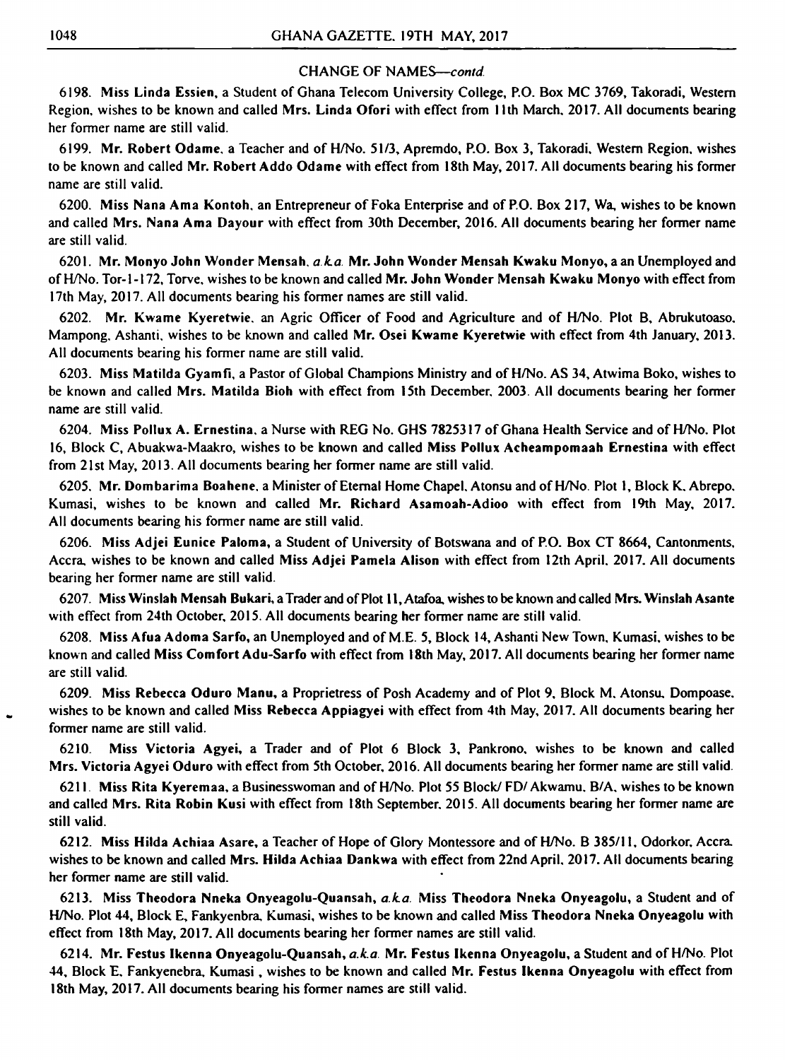CHANGE OF NAMES—*contd.*

6198. **Miss Linda Essien**, a Student of Ghana Telecom University College, P.O. Box MC 3769, Takoradi, Western Region, wishes to be known and called **Mrs. Linda Ofori** with effect from 11th March, 2017. All documents bearing her former name are still valid.

6199. **Mr. Robert Odame**, a Teacher and of H/No. 51/3, Apremdo, P.O. Box 3, Takoradi, Western Region, wishes to be known and called **Mr. Robert Addo Odame** with effect from 18th May, 2017. All documents bearing his former name are still valid.

6200. **Miss Nana Ama Kontoh**, an Entrepreneur of Foka Enterprise and of P.O. Box 217, Wa, wishes to be known and called **Mrs. Nana Ama Dayour** with effect from 30th December, 2016. All documents bearing her former name are still valid.

6201. **Mr. Monyo John Wonder Mensah**, *a.k.a.* **Mr. John Wonder Mensah Kwaku Monyo**, a an Unemployed and of H/No. Tor-1-172, Torve, wishes to be known and called **Mr. John Wonder Mensah Kwaku Monyo** with effect from 17th May, 2017. All documents bearing his former names are still valid.

6202. **Mr. Kwame Kyeretwie**, an Agric Officer of Food and Agriculture and of H/No. Plot B, Abrukutoaso, Mampong, Ashanti, wishes to be known and called **Mr. Osei Kwame Kyeretwie** with effect from 4th January, 2013. All documents bearing his former name are still valid.

6203. **Miss Matilda Gyamfi**, a Pastor of Global Champions Ministry and of H/No. AS 34, Atwima Boko, wishes to be known and called **Mrs. Matilda Bioh** with effect from 15th December, 2003. All documents bearing her former name are still valid.

6204. **Miss Pollux A. Ernestina**, a Nurse with REG No. GHS 7825317 of Ghana Health Service and of H/No. Plot 16, Block C, Abuakwa-Maakro, wishes to be known and called **Miss Pollux Acheampomaah Ernestina** with effect from 21st May, 2013. All documents bearing her former name are still valid.

6205. **Mr. Dombarima Boahene**, a Minister of Eternal Home Chapel, Atonsu and of H/No. Plot 1, Block K, Abrepo, Kumasi, wishes to be known and called **Mr. Richard Asamoah-Adioo** with effect from 19th May, 2017. All documents bearing his former name are still valid.

6206. **Miss Adjei Eunice Paloma**, a Student of University of Botswana and of P.O. Box CT 8664, Cantonments, Accra, wishes to be known and called **Miss Adjei Pamela Alison** with effect from 12th April, 2017. All documents bearing her former name are still valid.

6207. **Miss Winslah Mensah Bukari**, a Trader and of Plot 11, Atafoa, wishes to be known and called **Mrs. Winslah Asante** with effect from 24th October, 2015. All documents bearing her former name are still valid.

6208. **Miss Afua Adoma Sarfo**, an Unemployed and of M.E. 5, Block 14, Ashanti New Town, Kumasi, wishes to be known and called **Miss Comfort Adu-Sarfo** with effect from 18th May, 2017. All documents bearing her former name are still valid.

6209. **Miss Rebecca Oduro Manu**, a Proprietress of Posh Academy and of Plot 9, Block M, Atonsu, Dompoase, wishes to be known and called **Miss Rebecca Appiagyei** with effect from 4th May, 2017. All documents bearing her former name are still valid.

6210. **Miss Victoria Agyei**, a Trader and of Plot 6 Block 3, Pankrono, wishes to be known and called **Mrs. Victoria Agyei Oduro** with effect from 5th October, 2016. All documents bearing her former name are still valid.

6211. **Miss Rita Kyeremaa**, a Businesswoman and of H/No. Plot 55 Block/ FD/ Akwamu, B/A, wishes to be known and called **Mrs. Rita Robin Kusi** with effect from 18th September, 2015. All documents bearing her former name are still valid.

6212. **Miss Hilda Achiaa Asare**, a Teacher of Hope of Glory Montessore and of H/No. B 385/11, Odorkor, Accra, wishes to be known and called **Mrs. Hilda Achiaa Dankwa** with effect from 22nd April, 2017. All documents bearing her former name are still valid.

6213. **Miss Theodora Nneka Onyeagolu-Quansah**, *a.k.a.* **Miss Theodora Nneka Onyeagolu**, a Student and of H/No. Plot 44, Block E, Fankyenbra, Kumasi, wishes to be known and called **Miss Theodora Nneka Onyeagolu** with effect from 18th May, 2017. All documents bearing her former names are still valid.

6214. **Mr. Festus Ikenna Onyeagolu-Quansah**, *a.k.a.* **Mr. Festus Ikenna Onyeagolu**, a Student and of H/No. Plot 44, Block E, Fankyenebra, Kumasi , wishes to be known and called **Mr. Festus Ikenna Onyeagolu** with effect from 18th May, 2017. All documents bearing his former names are still valid.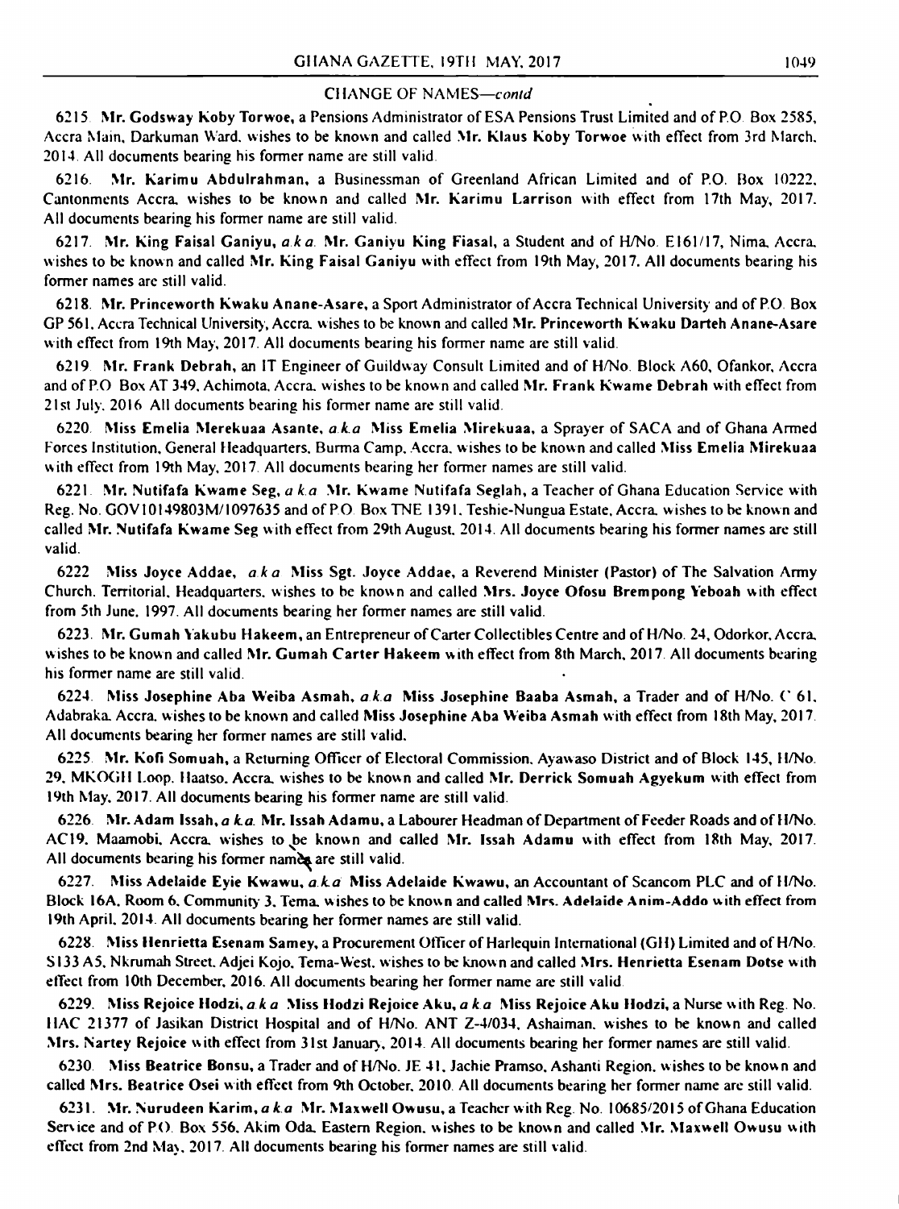## CHANGE OF NAMES—*contd*

6215. **Mr. Godsway Koby Torwoe**, a Pensions Administrator of ESA Pensions Trust Limited and of P.O. Box 2585, Accra Main, Darkuman Ward, wishes to be known and called **Mr. Klaus Koby Torwoe** with effect from 3rd March, 2014. All documents bearing his former name are still valid.

6216. **Mr. Karimu Abdulrahman**, a Businessman of Greenland African Limited and of P.O. Box 10222, Cantonments Accra, wishes to be known and called **Mr. Karimu Larrison** with effect from 17th May, 2017. All documents bearing his former name are still valid.

6217. **Mr. King Faisal Ganiyu**, *a.k.a.* **Mr. Ganiyu King Fiasal**, a Student and of H/No. E161/17, Nima, Accra, wishes to be known and called **Mr. King Faisal Ganiyu** with effect from 19th May, 2017. All documents bearing his former names are still valid.

6218. **Mr. Princeworth Kwaku Anane-Asare**, a Sport Administrator of Accra Technical University and of P.O. Box GP 561, Accra Technical University, Accra, wishes to be known and called **Mr. Princeworth Kwaku Darteh Anane-Asare** with effect from 19th May, 2017. All documents bearing his former name are still valid.

6219. **Mr. Frank Debrah**, an IT Engineer of Guildway Consult Limited and of H/No. Block A60, Ofankor, Accra and of P.O. Box AT 349, Achimota, Accra, wishes to be known and called **Mr. Frank Kwame Debrah** with effect from 21st July, 2016. All documents bearing his former name are still valid.

6220. **Miss Emelia Merekuaa Asante**, *a.k.a* **Miss Emelia Mirekuaa**, a Sprayer of SACA and of Ghana Armed Forces Institution, General Headquarters, Burma Camp, Accra, wishes to be known and called **Miss Emelia Mirekuaa** with effect from 19th May, 2017. All documents bearing her former names are still valid.

6221. **Mr. Nutifafa Kwame Seg**, *a.k.a* **Mr. Kwame Nutifafa Seglah**, a Teacher of Ghana Education Service with Reg. No. GOV10149803M/1097635 and of P.O. Box TNE 1391, Teshie-Nungua Estate, Accra, wishes to be known and called **Mr. Nutifafa Kwame Seg** with effect from 29th August, 2014. All documents bearing his former names are still valid.

6222. **Miss Joyce Addae**, *a.k.a* **Miss Sgt. Joyce Addae**, a Reverend Minister (Pastor) of The Salvation Army Church, Territorial, Headquarters, wishes to be known and called **Mrs. Joyce Ofosu Brempong Yeboah** with effect from 5th June, 1997. All documents bearing her former names are still valid.

6223. **Mr. Gumah Yakubu Hakeem**, an Entrepreneur of Carter Collectibles Centre and of H/No. 24, Odorkor, Accra, wishes to be known and called **Mr. Gumah Carter Hakeem** with effect from 8th March, 2017. All documents bearing his former name are still valid.

6224. **Miss Josephine Aba Weiba Asmah**, *a.k.a* **Miss Josephine Baaba Asmah**, a Trader and of H/No. C 61, Adabraka, Accra, wishes to be known and called **Miss Josephine Aba Weiba Asmah** with effect from 18th May, 2017. All documents bearing her former names are still valid.

6225. **Mr. Kofi Somuah**, a Returning Officer of Electoral Commission, Ayawaso District and of Block 145, H/No. 29, MKOGH Loop, Haatso, Accra, wishes to be known and called **Mr. Derrick Somuah Agyekum** with effect from 19th May, 2017. All documents bearing his former name are still valid.

6226. **Mr. Adam Issah**, *a.k.a.* **Mr. Issah Adamu**, a Labourer Headman of Department of Feeder Roads and of H/No. AC19, Maamobi, Accra, wishes to be known and called **Mr. Issah Adamu** with effect from 18th May, 2017. All documents bearing his former names are still valid.

6227. **Miss Adelaide Eyie Kwawu**, *a.k.a* **Miss Adelaide Kwawu**, an Accountant of Scancom PLC and of H/No. Block 16A, Room 6, Community 3, Tema, wishes to be known and called **Mrs. Adelaide Anim-Addo** with effect from 19th April, 2014. All documents bearing her former names are still valid.

6228. **Miss Henrietta Esenam Samey**, a Procurement Officer of Harlequin International (GH) Limited and of H/No. S133 A5, Nkrumah Street, Adjei Kojo, Tema-West, wishes to be known and called **Mrs. Henrietta Esenam Dotse** with effect from 10th December, 2016. All documents bearing her former name are still valid.

6229. **Miss Rejoice Hodzi**, *a.k.a* **Miss Hodzi Rejoice Aku**, *a.k.a* **Miss Rejoice Aku Hodzi**, a Nurse with Reg. No. HAC 21377 of Jasikan District Hospital and of H/No. ANT Z-4/034, Ashaiman, wishes to be known and called **Mrs. Nartey Rejoice** with effect from 31st January, 2014. All documents bearing her former names are still valid.

6230. **Miss Beatrice Bonsu**, a Trader and of H/No. JE 41, Jachie Pramso, Ashanti Region, wishes to be known and called **Mrs. Beatrice Osei** with effect from 9th October, 2010. All documents bearing her former name are still valid.

6231. **Mr. Nurudeen Karim**, *a.k.a* **Mr. Maxwell Owusu**, a Teacher with Reg. No. 10685/2015 of Ghana Education Service and of P.O. Box 556, Akim Oda, Eastern Region, wishes to be known and called **Mr. Maxwell Owusu** with effect from 2nd May, 2017. All documents bearing his former names are still valid.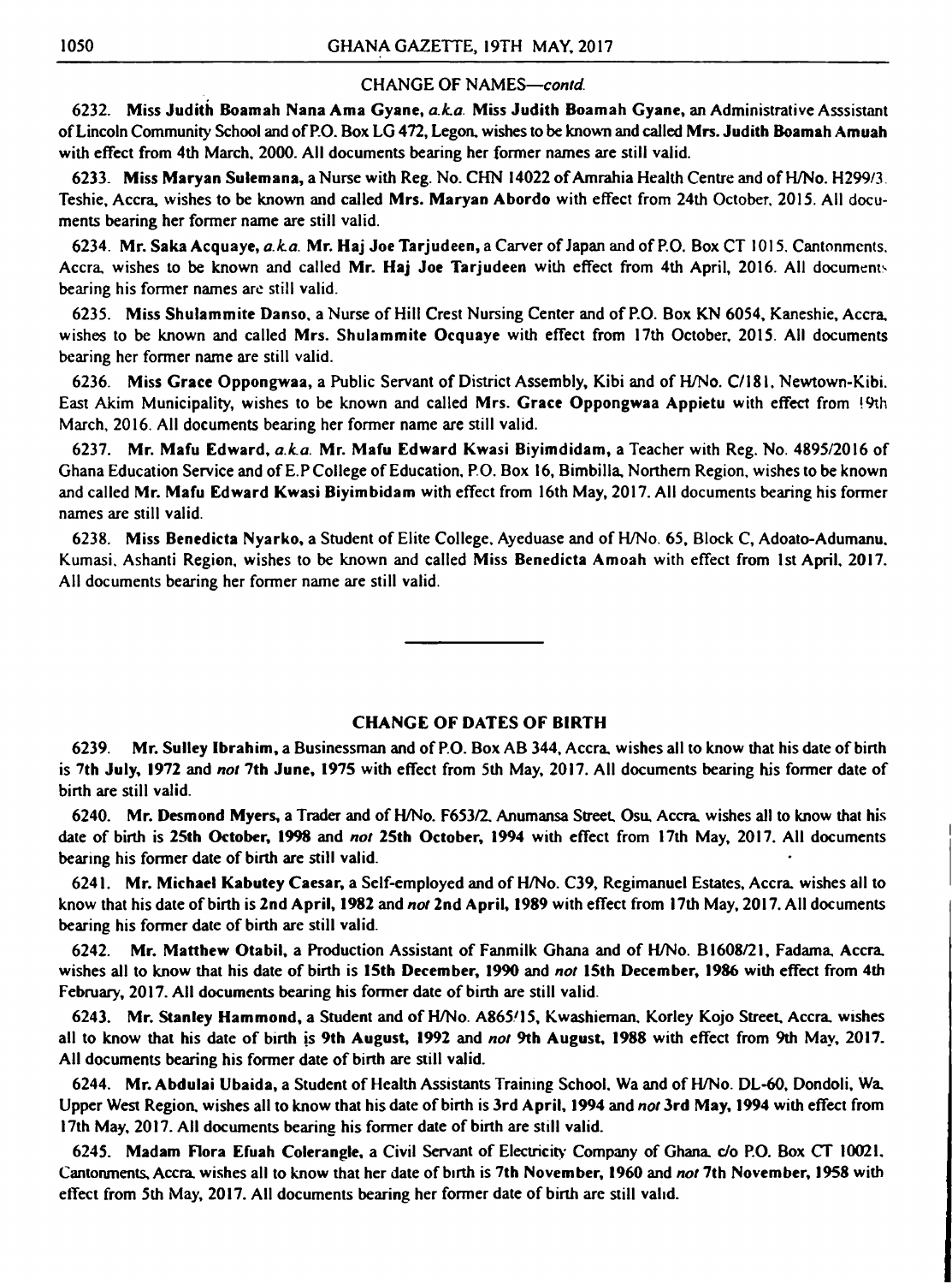CHANGE OF NAMES—*contd.*

6232. **Miss Judith Boamah Nana Ama Gyane,** *a.k.a.* **Miss Judith Boamah Gyane,** an Administrative Asssistant of Lincoln Community School and of P.O. Box LG 472, Legon, wishes to be known and called **Mrs. Judith Boamah Amuah** with effect from 4th March, 2000. All documents bearing her former names are still valid.

6233. **Miss Maryan Sulemana,** a Nurse with Reg. No. CHN 14022 of Amrahia Health Centre and of H/No. H299/3. Teshie, Accra, wishes to be known and called **Mrs. Maryan Abordo** with effect from 24th October, 2015. All documents bearing her former name are still valid.

6234. **Mr. Saka Acquaye,** *a.k.a.* **Mr. Haj Joe Tarjudeen,** a Carver of Japan and of P.O. Box CT 1015, Cantonments, Accra, wishes to be known and called **Mr. Haj Joe Tarjudeen** with effect from 4th April, 2016. All documents bearing his former names are still valid.

6235. **Miss Shulammite Danso,** a Nurse of Hill Crest Nursing Center and of P.O. Box KN 6054, Kaneshie, Accra, wishes to be known and called **Mrs. Shulammite Ocquaye** with effect from 17th October, 2015. All documents bearing her former name are still valid.

6236. **Miss Grace Oppongwaa,** a Public Servant of District Assembly, Kibi and of H/No. C/181, Newtown-Kibi. East Akim Municipality, wishes to be known and called **Mrs. Grace Oppongwaa Appietu** with effect from 19th March, 2016. All documents bearing her former name are still valid.

6237. **Mr. Mafu Edward,** *a.k.a.* **Mr. Mafu Edward Kwasi Biyimdidam,** a Teacher with Reg. No. 4895/2016 of Ghana Education Service and of E.P College of Education, P.O. Box 16, Bimbilla, Northern Region, wishes to be known and called **Mr. Mafu Edward Kwasi Biyimbidam** with effect from 16th May, 2017. All documents bearing his former names are still valid.

6238. **Miss Benedicta Nyarko,** a Student of Elite College, Ayeduase and of H/No. 65, Block C, Adoato-Adumanu, Kumasi, Ashanti Region, wishes to be known and called **Miss Benedicta Amoah** with effect from 1st April, 2017. All documents bearing her former name are still valid.

---

## CHANGE OF DATES OF BIRTH

6239. **Mr. Sulley Ibrahim,** a Businessman and of P.O. Box AB 344, Accra, wishes all to know that his date of birth is **7th July, 1972** and *not* **7th June, 1975** with effect from 5th May, 2017. All documents bearing his former date of birth are still valid.

6240. **Mr. Desmond Myers,** a Trader and of H/No. F653/2, Anumansa Street, Osu, Accra, wishes all to know that his date of birth is **25th October, 1998** and *not* **25th October, 1994** with effect from 17th May, 2017. All documents bearing his former date of birth are still valid.

6241. **Mr. Michael Kabutey Caesar,** a Self-employed and of H/No. C39, Regimanuel Estates, Accra, wishes all to know that his date of birth is **2nd April, 1982** and *not* **2nd April, 1989** with effect from 17th May, 2017. All documents bearing his former date of birth are still valid.

6242. **Mr. Matthew Otabil,** a Production Assistant of Fanmilk Ghana and of H/No. B1608/21, Fadama, Accra, wishes all to know that his date of birth is **15th December, 1990** and *not* **15th December, 1986** with effect from 4th February, 2017. All documents bearing his former date of birth are still valid.

6243. **Mr. Stanley Hammond,** a Student and of H/No. A865/15, Kwashieman, Korley Kojo Street, Accra, wishes all to know that his date of birth is **9th August, 1992** and *not* **9th August, 1988** with effect from 9th May, 2017. All documents bearing his former date of birth are still valid.

6244. **Mr. Abdulai Ubaida,** a Student of Health Assistants Training School, Wa and of H/No. DL-60, Dondoli, Wa, Upper West Region, wishes all to know that his date of birth is **3rd April, 1994** and *not* **3rd May, 1994** with effect from 17th May, 2017. All documents bearing his former date of birth are still valid.

6245. **Madam Flora Efuah Colerangle,** a Civil Servant of Electricity Company of Ghana, c/o P.O. Box CT 10021, Cantonments, Accra, wishes all to know that her date of birth is **7th November, 1960** and *not* **7th November, 1958** with effect from 5th May, 2017. All documents bearing her former date of birth are still valid.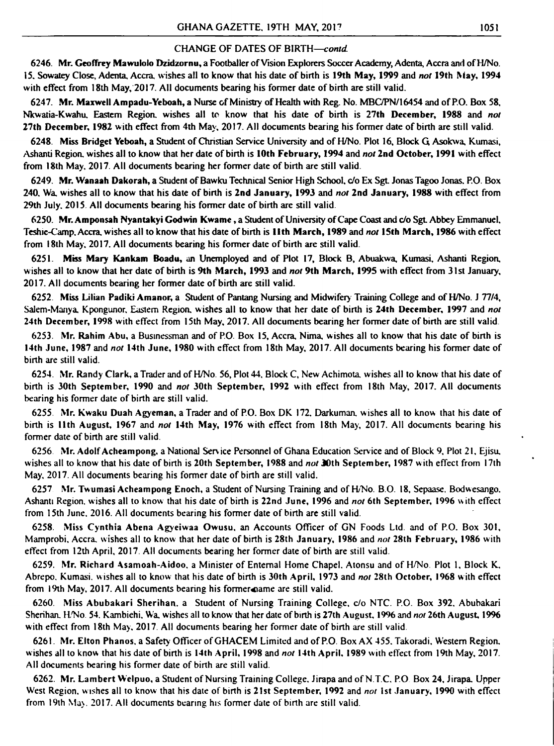CHANGE OF DATES OF BIRTH—*contd.*

6246. **Mr. Geoffrey Mawulolo Dzidzornu,** a Footballer of Vision Explorers Soccer Academy, Adenta, Accra and of H/No. 15, Sowatey Close, Adenta, Accra, wishes all to know that his date of birth is **19th May, 1999** and *not* **19th May, 1994** with effect from 18th May, 2017. All documents bearing his former date of birth are still valid.

6247. **Mr. Maxwell Ampadu-Yeboah,** a Nurse of Ministry of Health with Reg. No. MBC/PN/16454 and of P.O. Box 58, Nkwatia-Kwahu, Eastern Region, wishes all to know that his date of birth is **27th December, 1988** and *not* **27th December, 1982** with effect from 4th May, 2017. All documents bearing his former date of birth are still valid.

6248. **Miss Bridget Yeboah,** a Student of Christian Service University and of H/No. Plot 16, Block G, Asokwa, Kumasi, Ashanti Region, wishes all to know that her date of birth is **10th February, 1994** and *not* **2nd October, 1991** with effect from 18th May, 2017. All documents bearing her former date of birth are still valid.

6249. **Mr. Wanaah Dakorah,** a Student of Bawku Technical Senior High School, c/o Ex Sgt. Jonas Tagoo Jonas, P.O. Box 240, Wa, wishes all to know that his date of birth is **2nd January, 1993** and *not* **2nd January, 1988** with effect from 29th July, 2015. All documents bearing his former date of birth are still valid.

6250. **Mr. Amponsah Nyantakyi Godwin Kwame ,** a Student of University of Cape Coast and c/o Sgt. Abbey Emmanuel, Teshie-Camp, Accra, wishes all to know that his date of birth is **11th March, 1989** and *not* **15th March, 1986** with effect from 18th May, 2017. All documents bearing his former date of birth are still valid.

6251. **Miss Mary Kankam Boadu,** an Unemployed and of Plot 17, Block B, Abuakwa, Kumasi, Ashanti Region, wishes all to know that her date of birth is **9th March, 1993** and *not* **9th March, 1995** with effect from 31st January, 2017. All documents bearing her former date of birth are still valid.

6252. **Miss Lilian Padiki Amanor,** a Student of Pantang Nursing and Midwifery Training College and of H/No. J 77/4, Salem-Manya, Kpongunor, Eastern Region, wishes all to know that her date of birth is **24th December, 1997** and *not* **24th December, 1998** with effect from 15th May, 2017. All documents bearing her former date of birth are still valid.

6253. **Mr. Rahim Abu,** a Businessman and of P.O. Box 15, Accra, Nima, wishes all to know that his date of birth is **14th June, 1987** and *not* **14th June, 1980** with effect from 18th May, 2017. All documents bearing his former date of birth are still valid.

6254. **Mr. Randy Clark,** a Trader and of H/No. 56, Plot 44, Block C, New Achimota, wishes all to know that his date of birth is **30th September, 1990** and *not* **30th September, 1992** with effect from 18th May, 2017. All documents bearing his former date of birth are still valid.

6255. **Mr. Kwaku Duah Agyeman,** a Trader and of P.O. Box DK 172, Darkuman, wishes all to know that his date of birth is **11th August, 1967** and *not* **14th May, 1976** with effect from 18th May, 2017. All documents bearing his former date of birth are still valid.

6256. **Mr. Adolf Acheampong,** a National Service Personnel of Ghana Education Service and of Block 9, Plot 21, Ejisu, wishes all to know that his date of birth is **20th September, 1988** and *not* **30th September, 1987** with effect from 17th May, 2017. All documents bearing his former date of birth are still valid.

6257. **Mr. Twumasi Acheampong Enoch,** a Student of Nursing Training and of H/No. B.O. 18, Sepaase, Bodwesango, Ashanti Region, wishes all to know that his date of birth is **22nd June, 1996** and *not* **6th September, 1996** with effect from 15th June, 2016. All documents bearing his former date of birth are still valid.

6258. **Miss Cynthia Abena Agyeiwaa Owusu,** an Accounts Officer of GN Foods Ltd. and of P.O. Box 301, Mamprobi, Accra, wishes all to know that her date of birth is **28th January, 1986** and *not* **28th February, 1986** with effect from 12th April, 2017. All documents bearing her former date of birth are still valid.

6259. **Mr. Richard Asamoah-Aidoo,** a Minister of Enternal Home Chapel, Atonsu and of H/No. Plot 1, Block K, Abrepo, Kumasi, wishes all to know that his date of birth is **30th April, 1973** and *not* **28th October, 1968** with effect from 19th May, 2017. All documents bearing his former name are still valid.

6260. **Miss Abubakari Sherihan,** a Student of Nursing Training College, c/o NTC, P.O. Box 392, Abubakari Sherihan, H/No. 54, Kambiehi, Wa, wishes all to know that her date of birth is **27th August, 1996** and *not* **26th August, 1996** with effect from 18th May, 2017. All documents bearing her former date of birth are still valid.

6261. **Mr. Elton Phanos,** a Safety Officer of GHACEM Limited and of P.O. Box AX 455, Takoradi, Western Region, wishes all to know that his date of birth is **14th April, 1998** and *not* **14th April, 1989** with effect from 19th May, 2017. All documents bearing his former date of birth are still valid.

6262. **Mr. Lambert Welpuo,** a Student of Nursing Training College, Jirapa and of N.T.C. P.O. Box 24, Jirapa, Upper West Region, wishes all to know that his date of birth is **21st September, 1992** and *not* **1st January, 1990** with effect from 19th May, 2017. All documents bearing his former date of birth are still valid.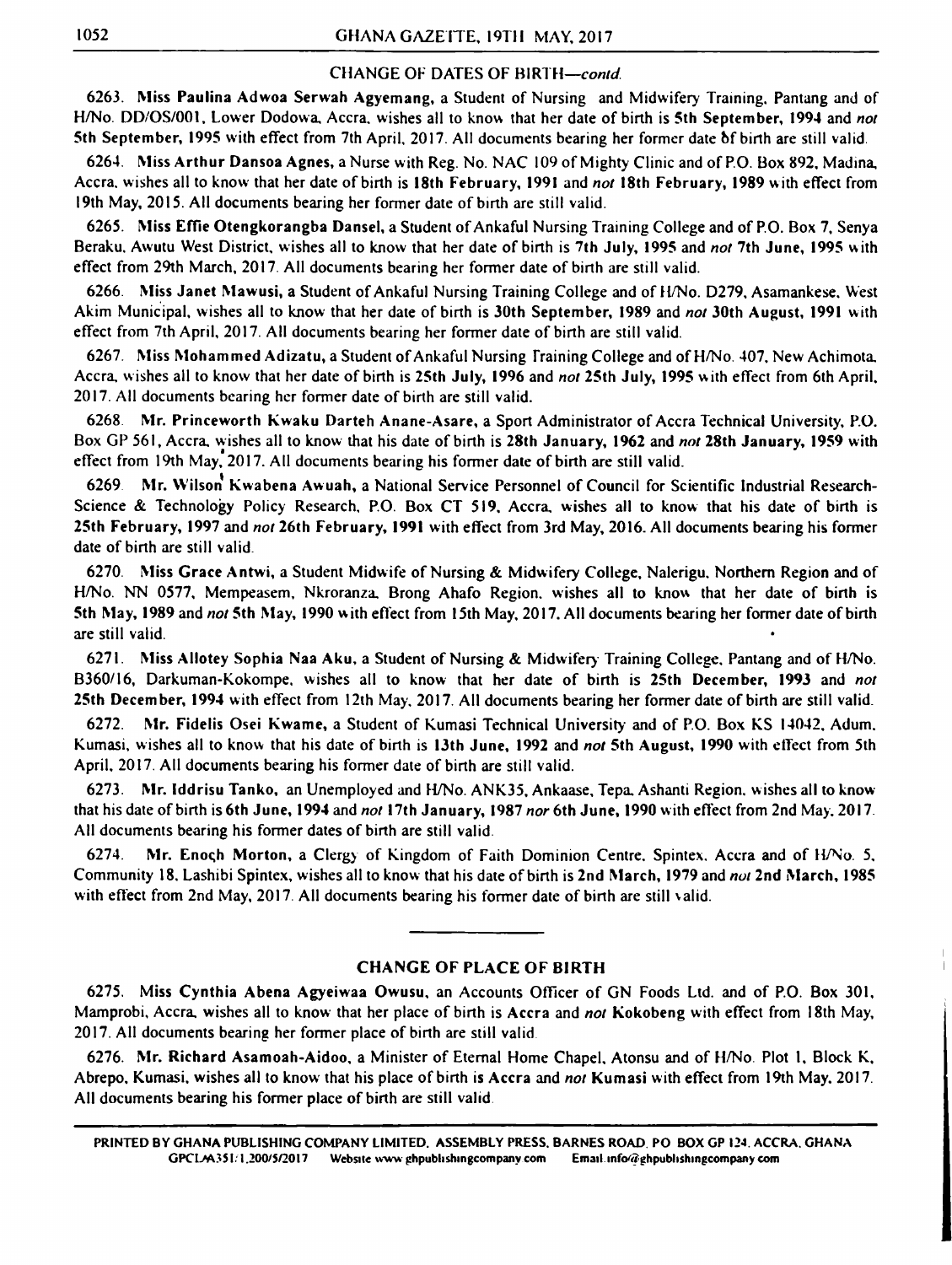## CHANGE OF DATES OF BIRTH—*contd.*

6263. **Miss Paulina Adwoa Serwah Agyemang**, a Student of Nursing and Midwifery Training, Pantang and of H/No. DD/OS/001, Lower Dodowa, Accra, wishes all to know that her date of birth is **5th September, 1994** and *not* **5th September, 1995** with effect from 7th April, 2017. All documents bearing her former date of birth are still valid.

6264. **Miss Arthur Dansoa Agnes**, a Nurse with Reg. No. NAC 109 of Mighty Clinic and of P.O. Box 892, Madina, Accra, wishes all to know that her date of birth is **18th February, 1991** and *not* **18th February, 1989** with effect from 19th May, 2015. All documents bearing her former date of birth are still valid.

6265. **Miss Effie Otengkorangba Dansel**, a Student of Ankaful Nursing Training College and of P.O. Box 7, Senya Beraku, Awutu West District, wishes all to know that her date of birth is **7th July, 1995** and *not* **7th June, 1995** with effect from 29th March, 2017. All documents bearing her former date of birth are still valid.

6266. **Miss Janet Mawusi**, a Student of Ankaful Nursing Training College and of H/No. D279, Asamankese, West Akim Municipal, wishes all to know that her date of birth is **30th September, 1989** and *not* **30th August, 1991** with effect from 7th April, 2017. All documents bearing her former date of birth are still valid.

6267. **Miss Mohammed Adizatu**, a Student of Ankaful Nursing Training College and of H/No. 407, New Achimota, Accra, wishes all to know that her date of birth is **25th July, 1996** and *not* **25th July, 1995** with effect from 6th April, 2017. All documents bearing her former date of birth are still valid.

6268. **Mr. Princeworth Kwaku Darteh Anane-Asare**, a Sport Administrator of Accra Technical University, P.O. Box GP 561, Accra, wishes all to know that his date of birth is **28th January, 1962** and *not* **28th January, 1959** with effect from 19th May, 2017. All documents bearing his former date of birth are still valid.

6269. **Mr. Wilson Kwabena Awuah**, a National Service Personnel of Council for Scientific Industrial Research-Science & Technology Policy Research, P.O. Box CT 519, Accra, wishes all to know that his date of birth is **25th February, 1997** and *not* **26th February, 1991** with effect from 3rd May, 2016. All documents bearing his former date of birth are still valid.

6270. **Miss Grace Antwi**, a Student Midwife of Nursing & Midwifery College, Nalerigu, Northern Region and of H/No. NN 0577, Mempeasem, Nkroranza, Brong Ahafo Region, wishes all to know that her date of birth is **5th May, 1989** and *not* **5th May, 1990** with effect from 15th May, 2017. All documents bearing her former date of birth are still valid.

6271. **Miss Allotey Sophia Naa Aku**, a Student of Nursing & Midwifery Training College, Pantang and of H/No. B360/16, Darkuman-Kokompe, wishes all to know that her date of birth is **25th December, 1993** and *not* **25th December, 1994** with effect from 12th May, 2017. All documents bearing her former date of birth are still valid.

6272. **Mr. Fidelis Osei Kwame**, a Student of Kumasi Technical University and of P.O. Box KS 14042, Adum, Kumasi, wishes all to know that his date of birth is **13th June, 1992** and *not* **5th August, 1990** with effect from 5th April, 2017. All documents bearing his former date of birth are still valid.

6273. **Mr. Iddrisu Tanko**, an Unemployed and H/No. ANK35, Ankaase, Tepa, Ashanti Region, wishes all to know that his date of birth is **6th June, 1994** and *not* **17th January, 1987** *nor* **6th June, 1990** with effect from 2nd May, 2017. All documents bearing his former dates of birth are still valid.

6274. **Mr. Enoch Morton**, a Clergy of Kingdom of Faith Dominion Centre, Spintex, Accra and of H/No. 5, Community 18, Lashibi Spintex, wishes all to know that his date of birth is **2nd March, 1979** and *not* **2nd March, 1985** with effect from 2nd May, 2017. All documents bearing his former date of birth are still valid.

## CHANGE OF PLACE OF BIRTH

6275. **Miss Cynthia Abena Agyeiwaa Owusu**, an Accounts Officer of GN Foods Ltd. and of P.O. Box 301, Mamprobi, Accra, wishes all to know that her place of birth is **Accra** and *not* **Kokobeng** with effect from 18th May, 2017. All documents bearing her former place of birth are still valid.

6276. **Mr. Richard Asamoah-Aidoo**, a Minister of Eternal Home Chapel, Atonsu and of H/No. Plot 1, Block K, Abrepo, Kumasi, wishes all to know that his place of birth is **Accra** and *not* **Kumasi** with effect from 19th May, 2017. All documents bearing his former place of birth are still valid.

PRINTED BY GHANA PUBLISHING COMPANY LIMITED, ASSEMBLY PRESS, BARNES ROAD, PO BOX GP 124, ACCRA, GHANA
GPCL/A351/1,200/5/2017 Website www.ghpublishingcompany.com Email info@ghpublishingcompany.com